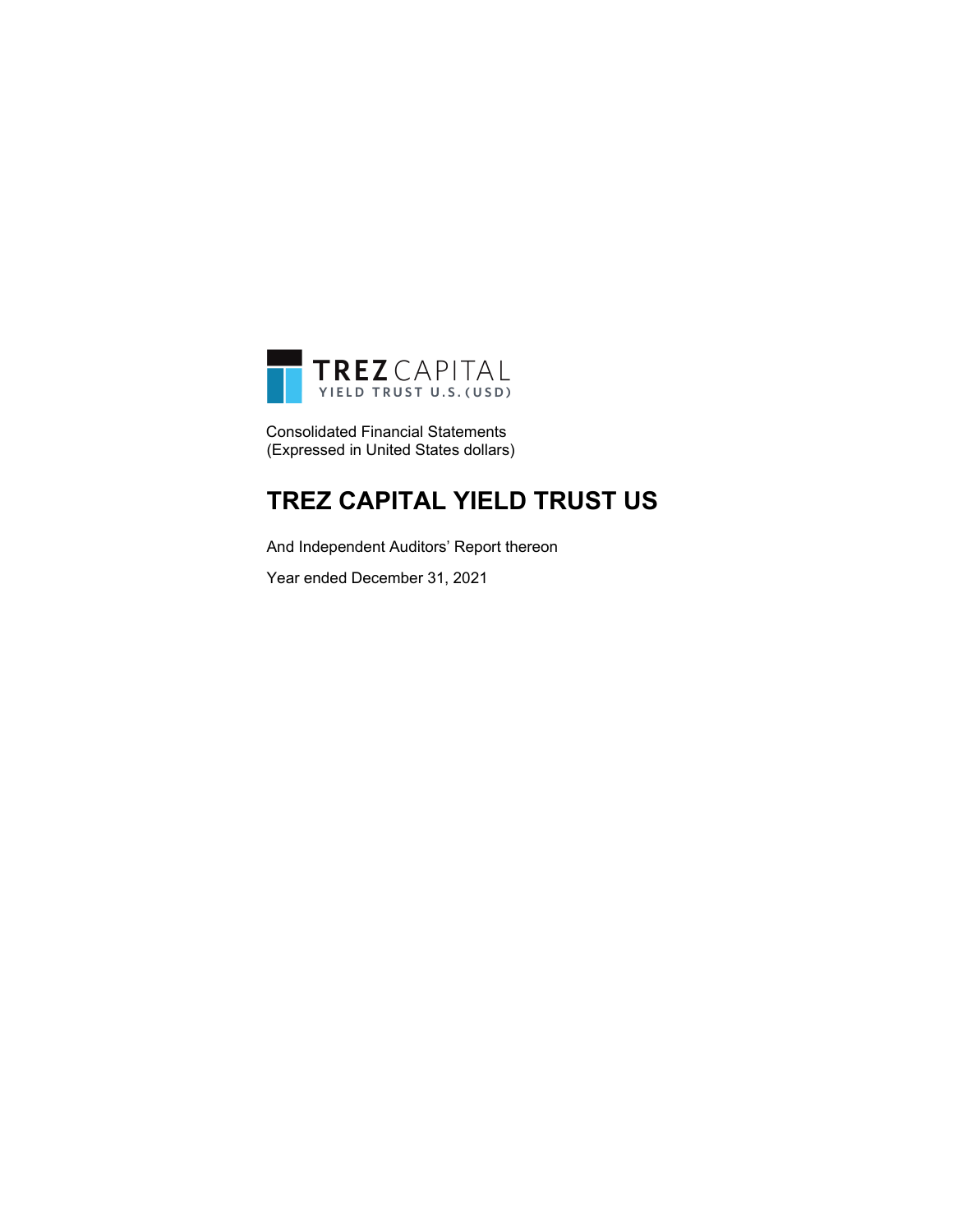TREZ CAPITAL
YIELD TRUST U.S. (USD)

Consolidated Financial Statements
(Expressed in United States dollars)

# TREZ CAPITAL YIELD TRUST US

And Independent Auditors' Report thereon

Year ended December 31, 2021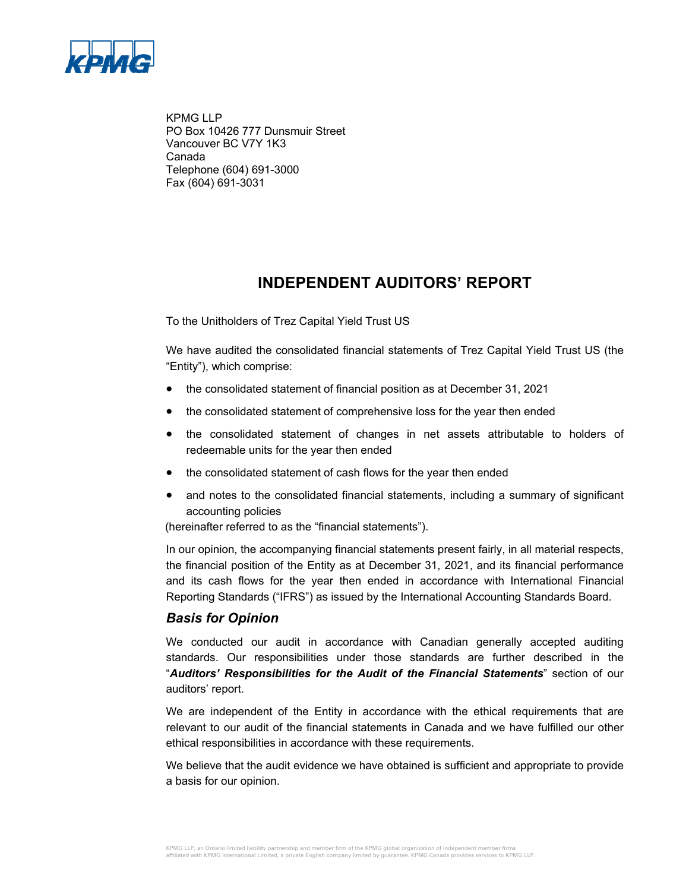KPMG LLP
PO Box 10426 777 Dunsmuir Street
Vancouver BC V7Y 1K3
Canada
Telephone (604) 691-3000
Fax (604) 691-3031

# INDEPENDENT AUDITORS' REPORT

To the Unitholders of Trez Capital Yield Trust US

We have audited the consolidated financial statements of Trez Capital Yield Trust US (the "Entity"), which comprise:

- the consolidated statement of financial position as at December 31, 2021
- the consolidated statement of comprehensive loss for the year then ended
- the consolidated statement of changes in net assets attributable to holders of redeemable units for the year then ended
- the consolidated statement of cash flows for the year then ended
- and notes to the consolidated financial statements, including a summary of significant accounting policies

(hereinafter referred to as the "financial statements").

In our opinion, the accompanying financial statements present fairly, in all material respects, the financial position of the Entity as at December 31, 2021, and its financial performance and its cash flows for the year then ended in accordance with International Financial Reporting Standards ("IFRS") as issued by the International Accounting Standards Board.

## *Basis for Opinion*

We conducted our audit in accordance with Canadian generally accepted auditing standards. Our responsibilities under those standards are further described in the "***Auditors' Responsibilities for the Audit of the Financial Statements***" section of our auditors' report.

We are independent of the Entity in accordance with the ethical requirements that are relevant to our audit of the financial statements in Canada and we have fulfilled our other ethical responsibilities in accordance with these requirements.

We believe that the audit evidence we have obtained is sufficient and appropriate to provide a basis for our opinion.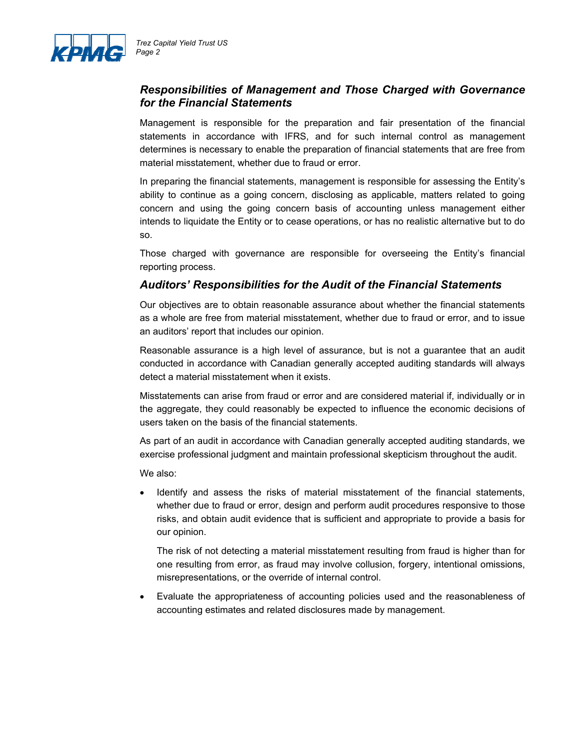### *Responsibilities of Management and Those Charged with Governance for the Financial Statements*

Management is responsible for the preparation and fair presentation of the financial statements in accordance with IFRS, and for such internal control as management determines is necessary to enable the preparation of financial statements that are free from material misstatement, whether due to fraud or error.

In preparing the financial statements, management is responsible for assessing the Entity's ability to continue as a going concern, disclosing as applicable, matters related to going concern and using the going concern basis of accounting unless management either intends to liquidate the Entity or to cease operations, or has no realistic alternative but to do so.

Those charged with governance are responsible for overseeing the Entity's financial reporting process.

### *Auditors' Responsibilities for the Audit of the Financial Statements*

Our objectives are to obtain reasonable assurance about whether the financial statements as a whole are free from material misstatement, whether due to fraud or error, and to issue an auditors' report that includes our opinion.

Reasonable assurance is a high level of assurance, but is not a guarantee that an audit conducted in accordance with Canadian generally accepted auditing standards will always detect a material misstatement when it exists.

Misstatements can arise from fraud or error and are considered material if, individually or in the aggregate, they could reasonably be expected to influence the economic decisions of users taken on the basis of the financial statements.

As part of an audit in accordance with Canadian generally accepted auditing standards, we exercise professional judgment and maintain professional skepticism throughout the audit.

We also:

- Identify and assess the risks of material misstatement of the financial statements, whether due to fraud or error, design and perform audit procedures responsive to those risks, and obtain audit evidence that is sufficient and appropriate to provide a basis for our opinion.

  The risk of not detecting a material misstatement resulting from fraud is higher than for one resulting from error, as fraud may involve collusion, forgery, intentional omissions, misrepresentations, or the override of internal control.

- Evaluate the appropriateness of accounting policies used and the reasonableness of accounting estimates and related disclosures made by management.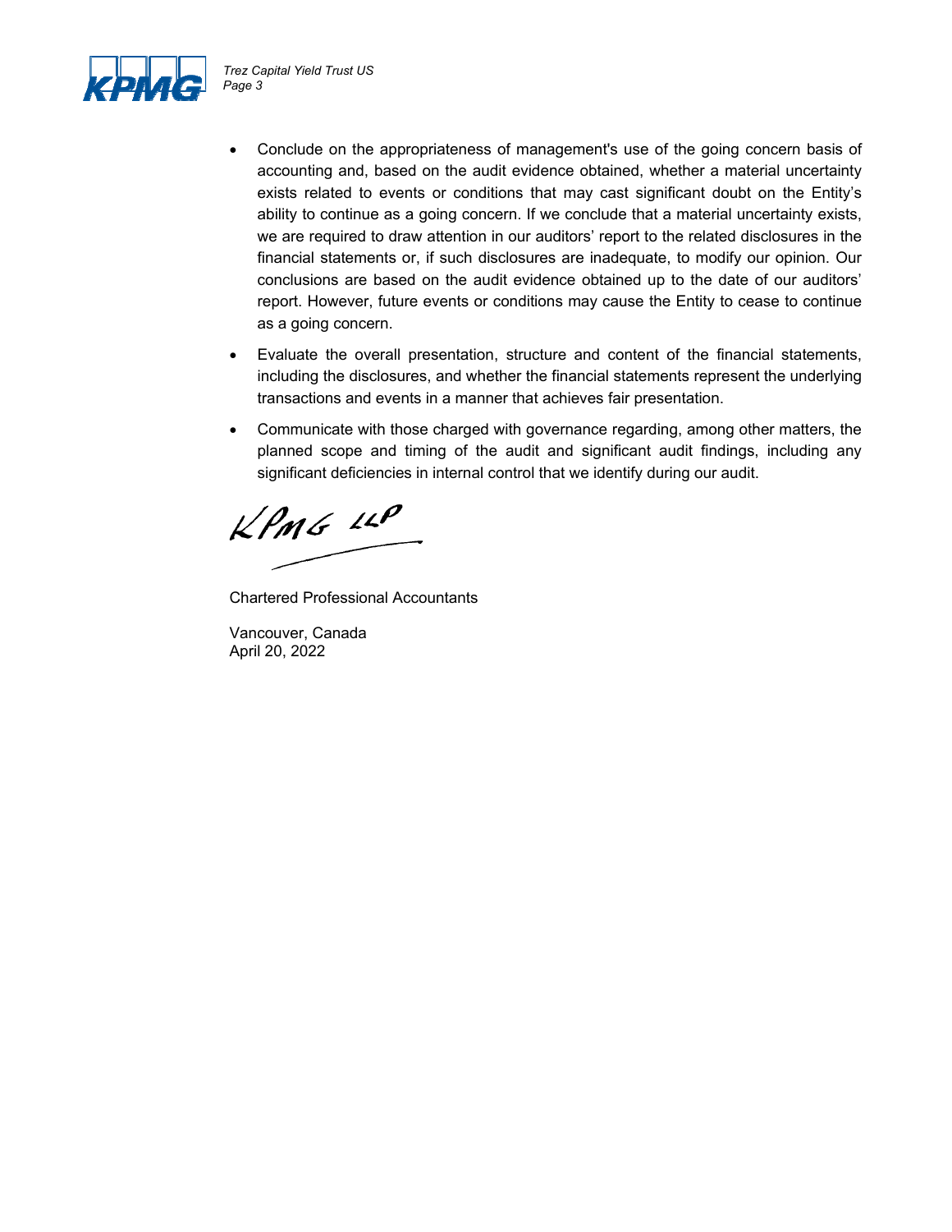- Conclude on the appropriateness of management's use of the going concern basis of accounting and, based on the audit evidence obtained, whether a material uncertainty exists related to events or conditions that may cast significant doubt on the Entity's ability to continue as a going concern. If we conclude that a material uncertainty exists, we are required to draw attention in our auditors' report to the related disclosures in the financial statements or, if such disclosures are inadequate, to modify our opinion. Our conclusions are based on the audit evidence obtained up to the date of our auditors' report. However, future events or conditions may cause the Entity to cease to continue as a going concern.
- Evaluate the overall presentation, structure and content of the financial statements, including the disclosures, and whether the financial statements represent the underlying transactions and events in a manner that achieves fair presentation.
- Communicate with those charged with governance regarding, among other matters, the planned scope and timing of the audit and significant audit findings, including any significant deficiencies in internal control that we identify during our audit.

KPMG LLP

Chartered Professional Accountants

Vancouver, Canada
April 20, 2022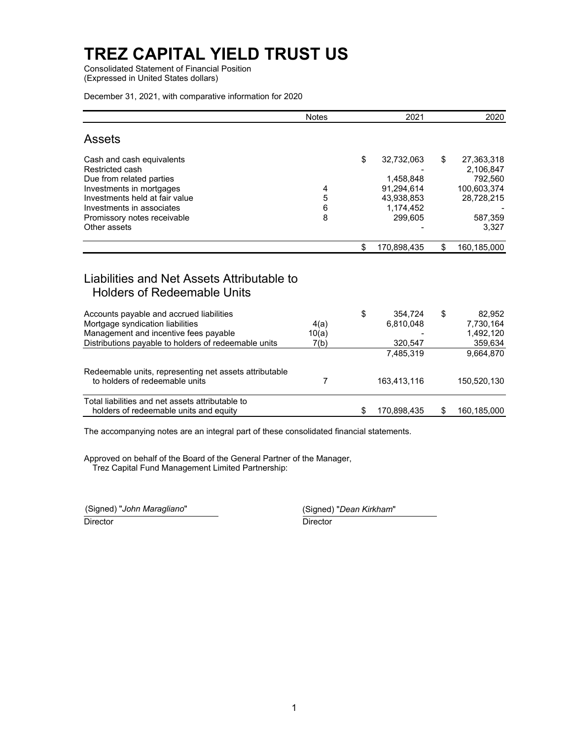# TREZ CAPITAL YIELD TRUST US

Consolidated Statement of Financial Position
(Expressed in United States dollars)

December 31, 2021, with comparative information for 2020

| | Notes | 2021 | 2020 |
|---|---|---|---|
| **Assets** | | | |
| Cash and cash equivalents | | $ 32,732,063 | $ 27,363,318 |
| Restricted cash | | - | 2,106,847 |
| Due from related parties | | 1,458,848 | 792,560 |
| Investments in mortgages | 4 | 91,294,614 | 100,603,374 |
| Investments held at fair value | 5 | 43,938,853 | 28,728,215 |
| Investments in associates | 6 | 1,174,452 | - |
| Promissory notes receivable | 8 | 299,605 | 587,359 |
| Other assets | | - | 3,327 |
| | | $ 170,898,435 | $ 160,185,000 |
| **Liabilities and Net Assets Attributable to Holders of Redeemable Units** | | | |
| Accounts payable and accrued liabilities | | $ 354,724 | $ 82,952 |
| Mortgage syndication liabilities | 4(a) | 6,810,048 | 7,730,164 |
| Management and incentive fees payable | 10(a) | - | 1,492,120 |
| Distributions payable to holders of redeemable units | 7(b) | 320,547 | 359,634 |
| | | 7,485,319 | 9,664,870 |
| Redeemable units, representing net assets attributable to holders of redeemable units | 7 | 163,413,116 | 150,520,130 |
| Total liabilities and net assets attributable to holders of redeemable units and equity | | $ 170,898,435 | $ 160,185,000 |

The accompanying notes are an integral part of these consolidated financial statements.

Approved on behalf of the Board of the General Partner of the Manager,
Trez Capital Fund Management Limited Partnership:

(Signed) "*John Maragliano*"
Director

(Signed) "*Dean Kirkham*"
Director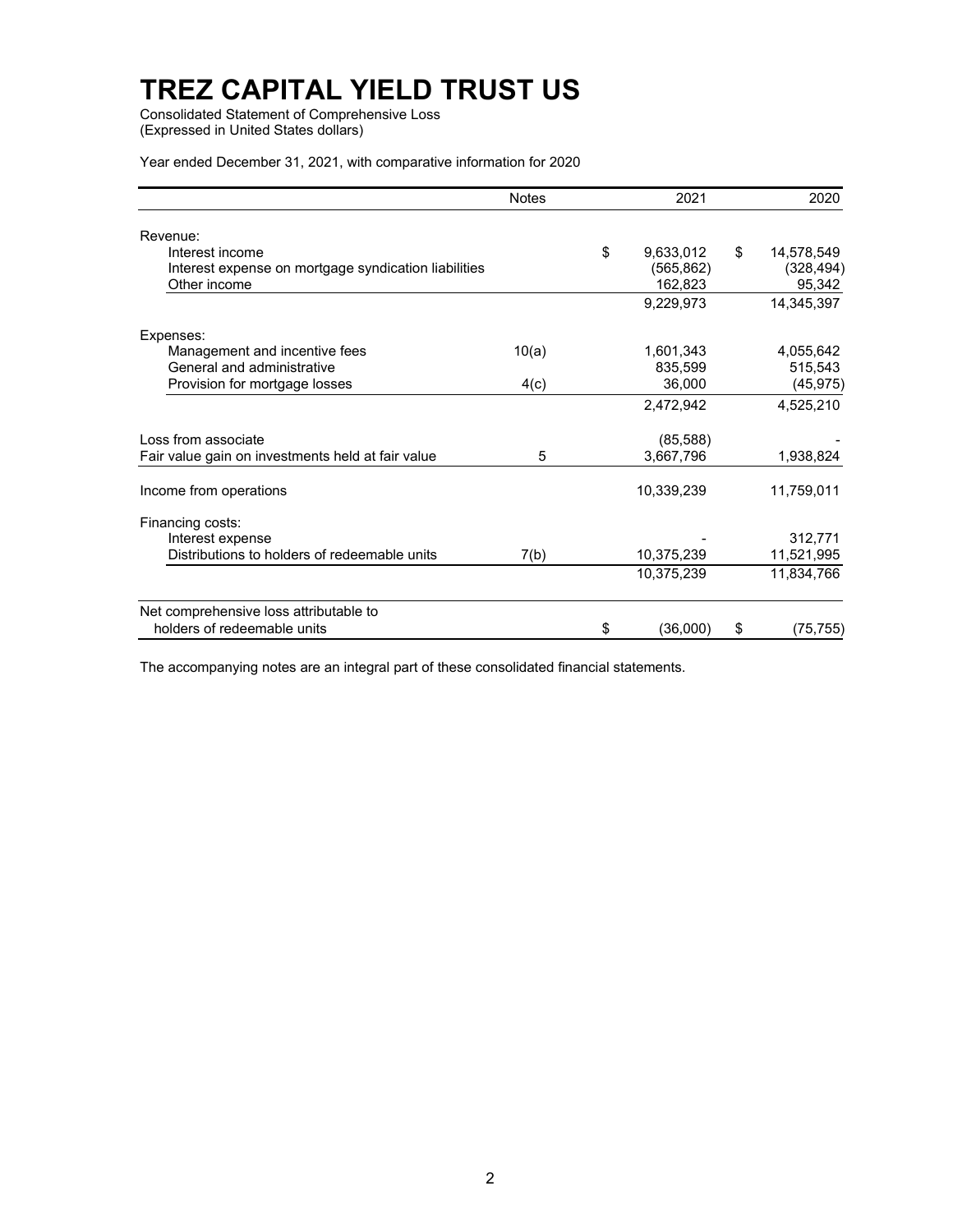# TREZ CAPITAL YIELD TRUST US

Consolidated Statement of Comprehensive Loss
(Expressed in United States dollars)

Year ended December 31, 2021, with comparative information for 2020

| | Notes | 2021 | 2020 |
|---|---|---|---|
| Revenue: | | | |
| Interest income | | $ 9,633,012 | $ 14,578,549 |
| Interest expense on mortgage syndication liabilities | | (565,862) | (328,494) |
| Other income | | 162,823 | 95,342 |
| | | 9,229,973 | 14,345,397 |
| Expenses: | | | |
| Management and incentive fees | 10(a) | 1,601,343 | 4,055,642 |
| General and administrative | | 835,599 | 515,543 |
| Provision for mortgage losses | 4(c) | 36,000 | (45,975) |
| | | 2,472,942 | 4,525,210 |
| Loss from associate | | (85,588) | - |
| Fair value gain on investments held at fair value | 5 | 3,667,796 | 1,938,824 |
| Income from operations | | 10,339,239 | 11,759,011 |
| Financing costs: | | | |
| Interest expense | | - | 312,771 |
| Distributions to holders of redeemable units | 7(b) | 10,375,239 | 11,521,995 |
| | | 10,375,239 | 11,834,766 |
| Net comprehensive loss attributable to holders of redeemable units | | $ (36,000) | $ (75,755) |

The accompanying notes are an integral part of these consolidated financial statements.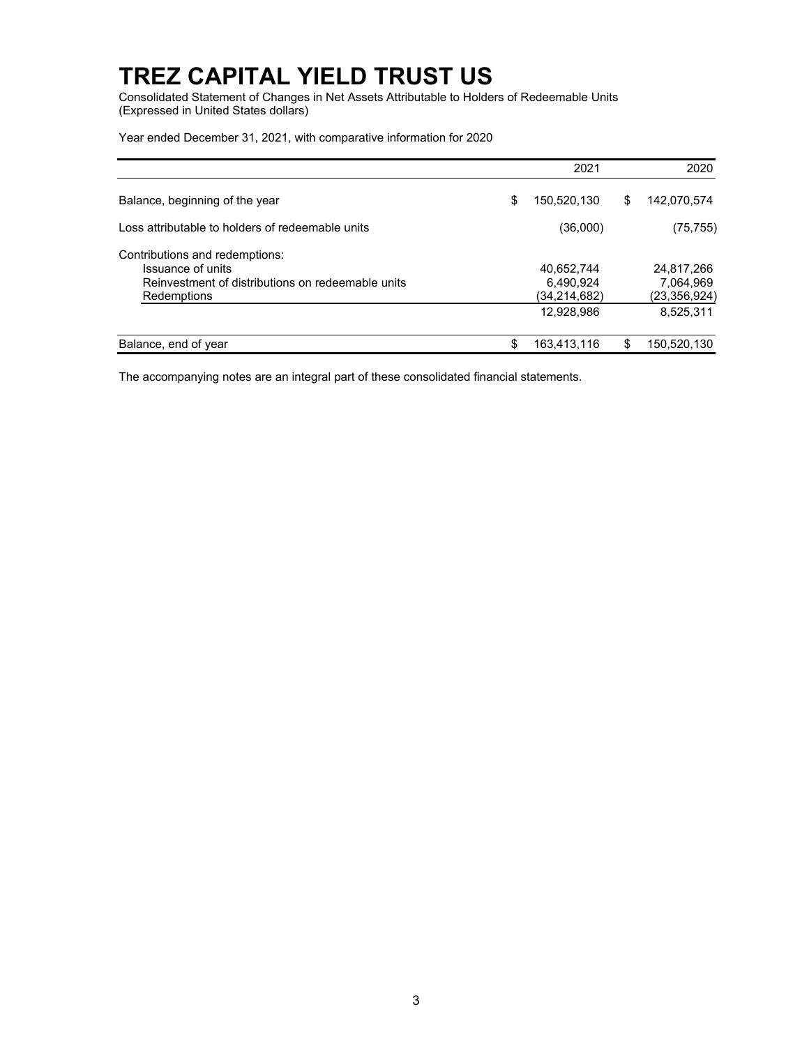# TREZ CAPITAL YIELD TRUST US

Consolidated Statement of Changes in Net Assets Attributable to Holders of Redeemable Units
(Expressed in United States dollars)

Year ended December 31, 2021, with comparative information for 2020

| | 2021 | 2020 |
|---|---|---|
| Balance, beginning of the year | $ 150,520,130 | $ 142,070,574 |
| Loss attributable to holders of redeemable units | (36,000) | (75,755) |
| Contributions and redemptions: | | |
| Issuance of units | 40,652,744 | 24,817,266 |
| Reinvestment of distributions on redeemable units | 6,490,924 | 7,064,969 |
| Redemptions | (34,214,682) | (23,356,924) |
| | 12,928,986 | 8,525,311 |
| Balance, end of year | $ 163,413,116 | $ 150,520,130 |

The accompanying notes are an integral part of these consolidated financial statements.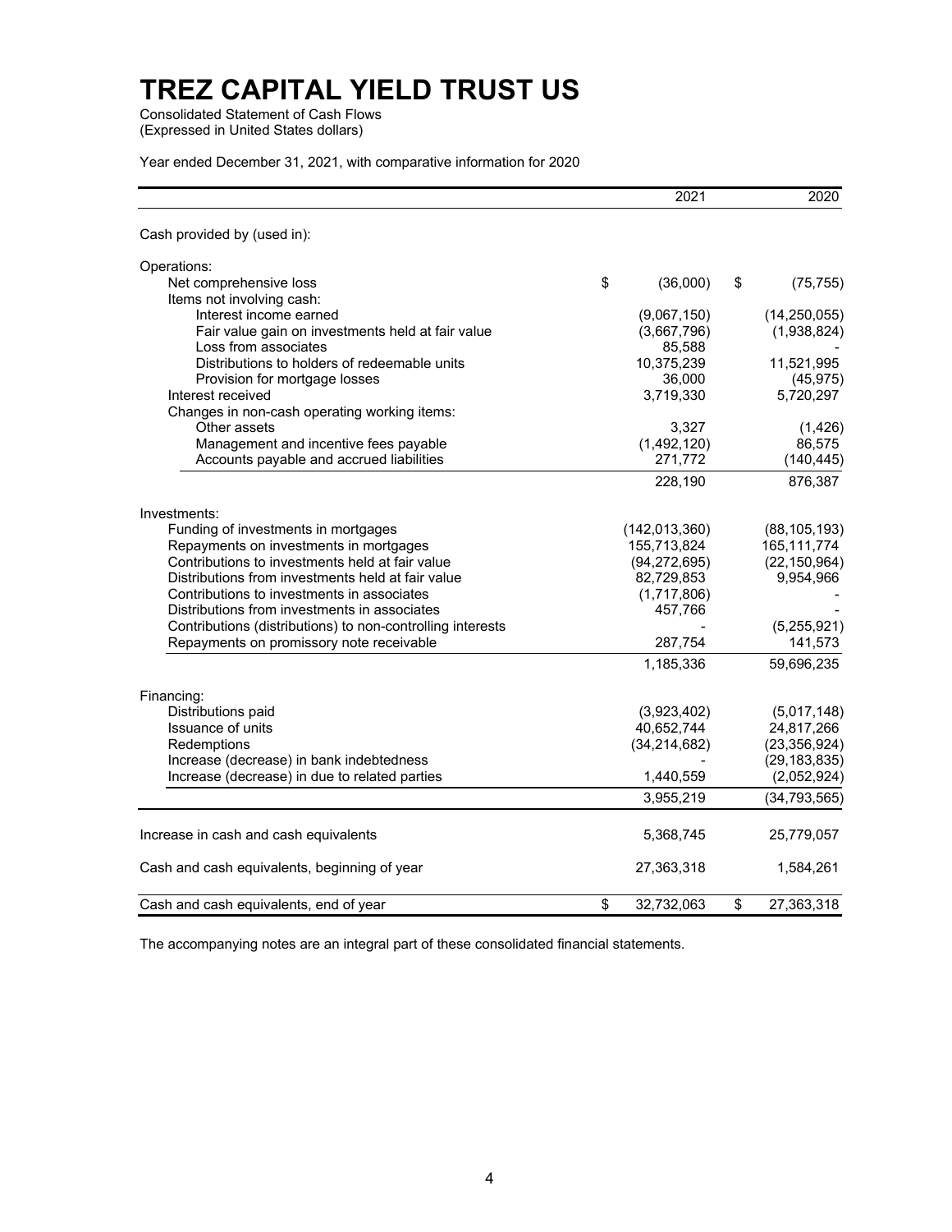# TREZ CAPITAL YIELD TRUST US

Consolidated Statement of Cash Flows
(Expressed in United States dollars)

Year ended December 31, 2021, with comparative information for 2020

| | 2021 | 2020 |
|---|---|---|
| Cash provided by (used in): | | |
| Operations: | | |
| Net comprehensive loss | $ (36,000) | $ (75,755) |
| Items not involving cash: | | |
| Interest income earned | (9,067,150) | (14,250,055) |
| Fair value gain on investments held at fair value | (3,667,796) | (1,938,824) |
| Loss from associates | 85,588 | - |
| Distributions to holders of redeemable units | 10,375,239 | 11,521,995 |
| Provision for mortgage losses | 36,000 | (45,975) |
| Interest received | 3,719,330 | 5,720,297 |
| Changes in non-cash operating working items: | | |
| Other assets | 3,327 | (1,426) |
| Management and incentive fees payable | (1,492,120) | 86,575 |
| Accounts payable and accrued liabilities | 271,772 | (140,445) |
| | 228,190 | 876,387 |
| Investments: | | |
| Funding of investments in mortgages | (142,013,360) | (88,105,193) |
| Repayments on investments in mortgages | 155,713,824 | 165,111,774 |
| Contributions to investments held at fair value | (94,272,695) | (22,150,964) |
| Distributions from investments held at fair value | 82,729,853 | 9,954,966 |
| Contributions to investments in associates | (1,717,806) | - |
| Distributions from investments in associates | 457,766 | - |
| Contributions (distributions) to non-controlling interests | - | (5,255,921) |
| Repayments on promissory note receivable | 287,754 | 141,573 |
| | 1,185,336 | 59,696,235 |
| Financing: | | |
| Distributions paid | (3,923,402) | (5,017,148) |
| Issuance of units | 40,652,744 | 24,817,266 |
| Redemptions | (34,214,682) | (23,356,924) |
| Increase (decrease) in bank indebtedness | - | (29,183,835) |
| Increase (decrease) in due to related parties | 1,440,559 | (2,052,924) |
| | 3,955,219 | (34,793,565) |
| Increase in cash and cash equivalents | 5,368,745 | 25,779,057 |
| Cash and cash equivalents, beginning of year | 27,363,318 | 1,584,261 |
| Cash and cash equivalents, end of year | $ 32,732,063 | $ 27,363,318 |

The accompanying notes are an integral part of these consolidated financial statements.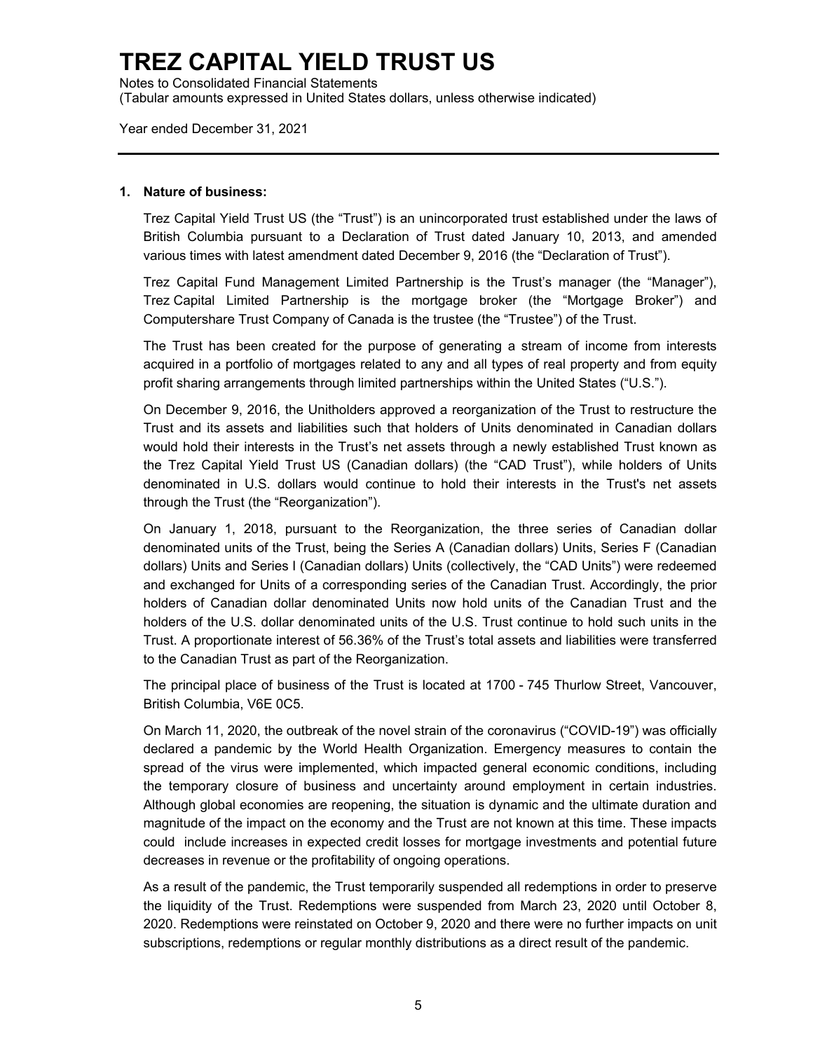## 1. Nature of business:

Trez Capital Yield Trust US (the "Trust") is an unincorporated trust established under the laws of British Columbia pursuant to a Declaration of Trust dated January 10, 2013, and amended various times with latest amendment dated December 9, 2016 (the "Declaration of Trust").

Trez Capital Fund Management Limited Partnership is the Trust's manager (the "Manager"), Trez Capital Limited Partnership is the mortgage broker (the "Mortgage Broker") and Computershare Trust Company of Canada is the trustee (the "Trustee") of the Trust.

The Trust has been created for the purpose of generating a stream of income from interests acquired in a portfolio of mortgages related to any and all types of real property and from equity profit sharing arrangements through limited partnerships within the United States ("U.S.").

On December 9, 2016, the Unitholders approved a reorganization of the Trust to restructure the Trust and its assets and liabilities such that holders of Units denominated in Canadian dollars would hold their interests in the Trust's net assets through a newly established Trust known as the Trez Capital Yield Trust US (Canadian dollars) (the "CAD Trust"), while holders of Units denominated in U.S. dollars would continue to hold their interests in the Trust's net assets through the Trust (the "Reorganization").

On January 1, 2018, pursuant to the Reorganization, the three series of Canadian dollar denominated units of the Trust, being the Series A (Canadian dollars) Units, Series F (Canadian dollars) Units and Series I (Canadian dollars) Units (collectively, the "CAD Units") were redeemed and exchanged for Units of a corresponding series of the Canadian Trust. Accordingly, the prior holders of Canadian dollar denominated Units now hold units of the Canadian Trust and the holders of the U.S. dollar denominated units of the U.S. Trust continue to hold such units in the Trust. A proportionate interest of 56.36% of the Trust's total assets and liabilities were transferred to the Canadian Trust as part of the Reorganization.

The principal place of business of the Trust is located at 1700 - 745 Thurlow Street, Vancouver, British Columbia, V6E 0C5.

On March 11, 2020, the outbreak of the novel strain of the coronavirus ("COVID-19") was officially declared a pandemic by the World Health Organization. Emergency measures to contain the spread of the virus were implemented, which impacted general economic conditions, including the temporary closure of business and uncertainty around employment in certain industries. Although global economies are reopening, the situation is dynamic and the ultimate duration and magnitude of the impact on the economy and the Trust are not known at this time. These impacts could include increases in expected credit losses for mortgage investments and potential future decreases in revenue or the profitability of ongoing operations.

As a result of the pandemic, the Trust temporarily suspended all redemptions in order to preserve the liquidity of the Trust. Redemptions were suspended from March 23, 2020 until October 8, 2020. Redemptions were reinstated on October 9, 2020 and there were no further impacts on unit subscriptions, redemptions or regular monthly distributions as a direct result of the pandemic.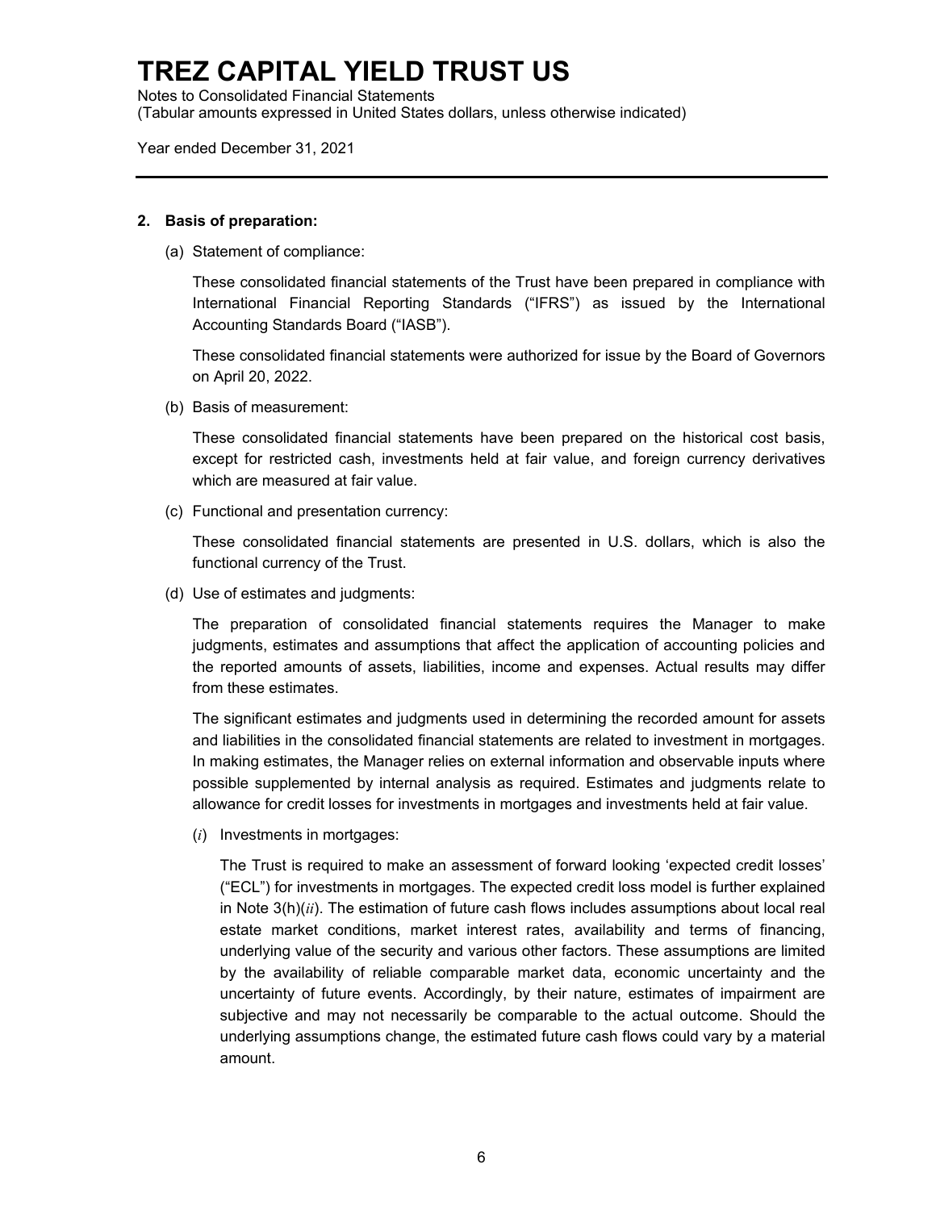## 2. Basis of preparation:

(a) Statement of compliance:

These consolidated financial statements of the Trust have been prepared in compliance with International Financial Reporting Standards ("IFRS") as issued by the International Accounting Standards Board ("IASB").

These consolidated financial statements were authorized for issue by the Board of Governors on April 20, 2022.

(b) Basis of measurement:

These consolidated financial statements have been prepared on the historical cost basis, except for restricted cash, investments held at fair value, and foreign currency derivatives which are measured at fair value.

(c) Functional and presentation currency:

These consolidated financial statements are presented in U.S. dollars, which is also the functional currency of the Trust.

(d) Use of estimates and judgments:

The preparation of consolidated financial statements requires the Manager to make judgments, estimates and assumptions that affect the application of accounting policies and the reported amounts of assets, liabilities, income and expenses. Actual results may differ from these estimates.

The significant estimates and judgments used in determining the recorded amount for assets and liabilities in the consolidated financial statements are related to investment in mortgages. In making estimates, the Manager relies on external information and observable inputs where possible supplemented by internal analysis as required. Estimates and judgments relate to allowance for credit losses for investments in mortgages and investments held at fair value.

(*i*) Investments in mortgages:

The Trust is required to make an assessment of forward looking 'expected credit losses' ("ECL") for investments in mortgages. The expected credit loss model is further explained in Note 3(h)(*ii*). The estimation of future cash flows includes assumptions about local real estate market conditions, market interest rates, availability and terms of financing, underlying value of the security and various other factors. These assumptions are limited by the availability of reliable comparable market data, economic uncertainty and the uncertainty of future events. Accordingly, by their nature, estimates of impairment are subjective and may not necessarily be comparable to the actual outcome. Should the underlying assumptions change, the estimated future cash flows could vary by a material amount.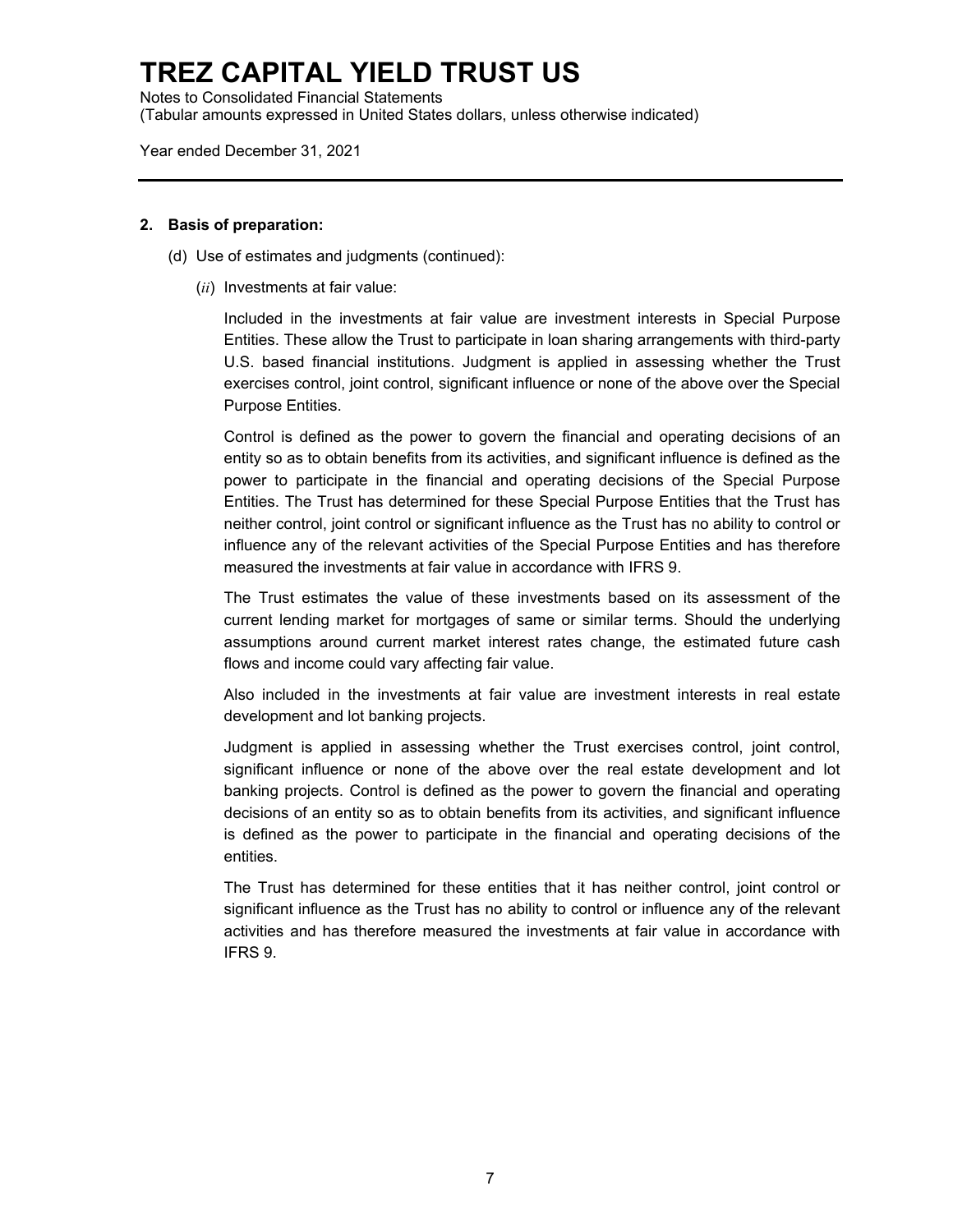## 2. Basis of preparation:

(d) Use of estimates and judgments (continued):

(*ii*) Investments at fair value:

Included in the investments at fair value are investment interests in Special Purpose Entities. These allow the Trust to participate in loan sharing arrangements with third-party U.S. based financial institutions. Judgment is applied in assessing whether the Trust exercises control, joint control, significant influence or none of the above over the Special Purpose Entities.

Control is defined as the power to govern the financial and operating decisions of an entity so as to obtain benefits from its activities, and significant influence is defined as the power to participate in the financial and operating decisions of the Special Purpose Entities. The Trust has determined for these Special Purpose Entities that the Trust has neither control, joint control or significant influence as the Trust has no ability to control or influence any of the relevant activities of the Special Purpose Entities and has therefore measured the investments at fair value in accordance with IFRS 9.

The Trust estimates the value of these investments based on its assessment of the current lending market for mortgages of same or similar terms. Should the underlying assumptions around current market interest rates change, the estimated future cash flows and income could vary affecting fair value.

Also included in the investments at fair value are investment interests in real estate development and lot banking projects.

Judgment is applied in assessing whether the Trust exercises control, joint control, significant influence or none of the above over the real estate development and lot banking projects. Control is defined as the power to govern the financial and operating decisions of an entity so as to obtain benefits from its activities, and significant influence is defined as the power to participate in the financial and operating decisions of the entities.

The Trust has determined for these entities that it has neither control, joint control or significant influence as the Trust has no ability to control or influence any of the relevant activities and has therefore measured the investments at fair value in accordance with IFRS 9.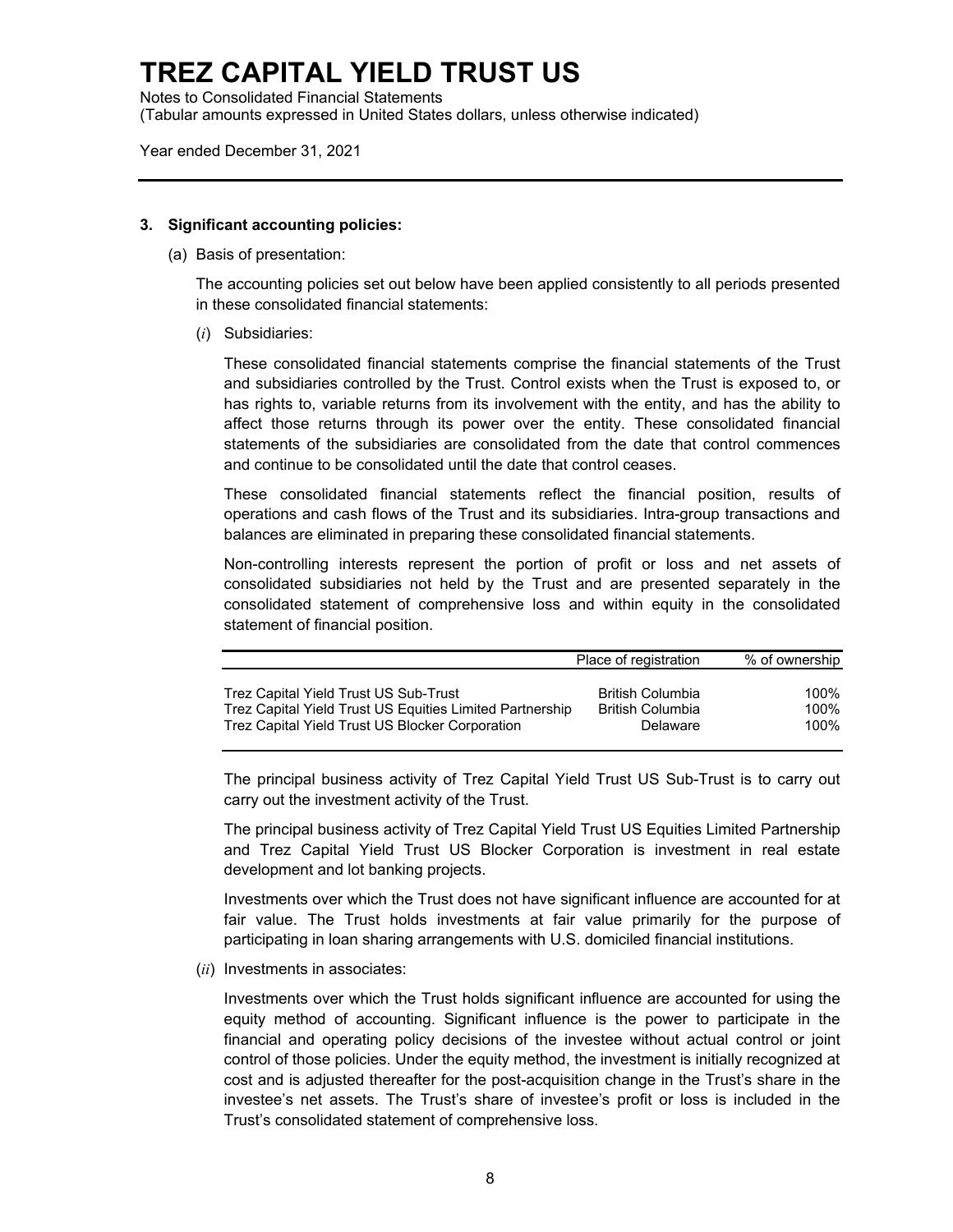### 3. Significant accounting policies:

(a) Basis of presentation:

The accounting policies set out below have been applied consistently to all periods presented in these consolidated financial statements:

(*i*) Subsidiaries:

These consolidated financial statements comprise the financial statements of the Trust and subsidiaries controlled by the Trust. Control exists when the Trust is exposed to, or has rights to, variable returns from its involvement with the entity, and has the ability to affect those returns through its power over the entity. These consolidated financial statements of the subsidiaries are consolidated from the date that control commences and continue to be consolidated until the date that control ceases.

These consolidated financial statements reflect the financial position, results of operations and cash flows of the Trust and its subsidiaries. Intra-group transactions and balances are eliminated in preparing these consolidated financial statements.

Non-controlling interests represent the portion of profit or loss and net assets of consolidated subsidiaries not held by the Trust and are presented separately in the consolidated statement of comprehensive loss and within equity in the consolidated statement of financial position.

| | Place of registration | % of ownership |
|---|---|---|
| Trez Capital Yield Trust US Sub-Trust | British Columbia | 100% |
| Trez Capital Yield Trust US Equities Limited Partnership | British Columbia | 100% |
| Trez Capital Yield Trust US Blocker Corporation | Delaware | 100% |

The principal business activity of Trez Capital Yield Trust US Sub-Trust is to carry out carry out the investment activity of the Trust.

The principal business activity of Trez Capital Yield Trust US Equities Limited Partnership and Trez Capital Yield Trust US Blocker Corporation is investment in real estate development and lot banking projects.

Investments over which the Trust does not have significant influence are accounted for at fair value. The Trust holds investments at fair value primarily for the purpose of participating in loan sharing arrangements with U.S. domiciled financial institutions.

(*ii*) Investments in associates:

Investments over which the Trust holds significant influence are accounted for using the equity method of accounting. Significant influence is the power to participate in the financial and operating policy decisions of the investee without actual control or joint control of those policies. Under the equity method, the investment is initially recognized at cost and is adjusted thereafter for the post-acquisition change in the Trust's share in the investee's net assets. The Trust's share of investee's profit or loss is included in the Trust's consolidated statement of comprehensive loss.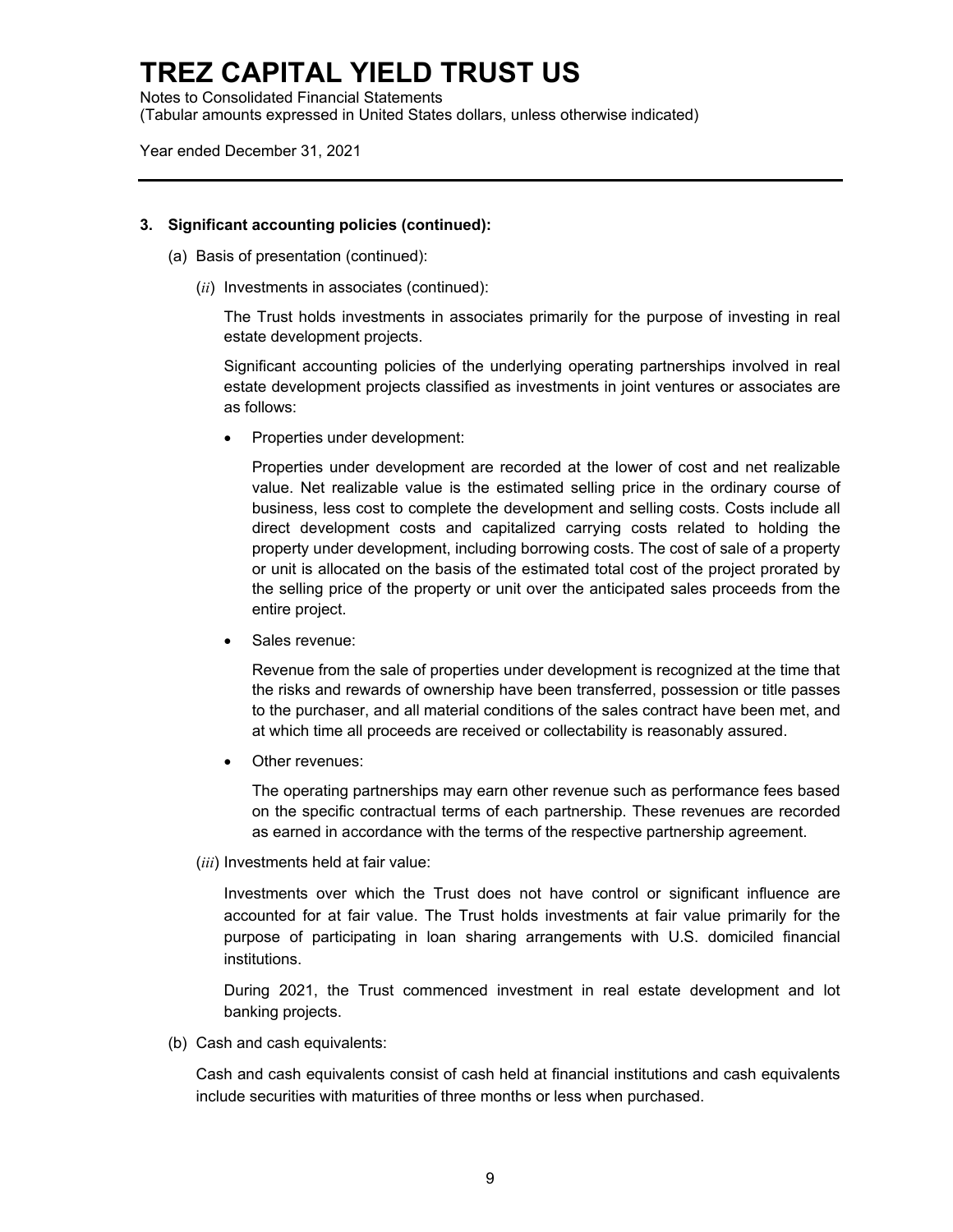### 3. Significant accounting policies (continued):

(a) Basis of presentation (continued):

(*ii*) Investments in associates (continued):

The Trust holds investments in associates primarily for the purpose of investing in real estate development projects.

Significant accounting policies of the underlying operating partnerships involved in real estate development projects classified as investments in joint ventures or associates are as follows:

- Properties under development:

  Properties under development are recorded at the lower of cost and net realizable value. Net realizable value is the estimated selling price in the ordinary course of business, less cost to complete the development and selling costs. Costs include all direct development costs and capitalized carrying costs related to holding the property under development, including borrowing costs. The cost of sale of a property or unit is allocated on the basis of the estimated total cost of the project prorated by the selling price of the property or unit over the anticipated sales proceeds from the entire project.

- Sales revenue:

  Revenue from the sale of properties under development is recognized at the time that the risks and rewards of ownership have been transferred, possession or title passes to the purchaser, and all material conditions of the sales contract have been met, and at which time all proceeds are received or collectability is reasonably assured.

- Other revenues:

  The operating partnerships may earn other revenue such as performance fees based on the specific contractual terms of each partnership. These revenues are recorded as earned in accordance with the terms of the respective partnership agreement.

(*iii*) Investments held at fair value:

Investments over which the Trust does not have control or significant influence are accounted for at fair value. The Trust holds investments at fair value primarily for the purpose of participating in loan sharing arrangements with U.S. domiciled financial institutions.

During 2021, the Trust commenced investment in real estate development and lot banking projects.

(b) Cash and cash equivalents:

Cash and cash equivalents consist of cash held at financial institutions and cash equivalents include securities with maturities of three months or less when purchased.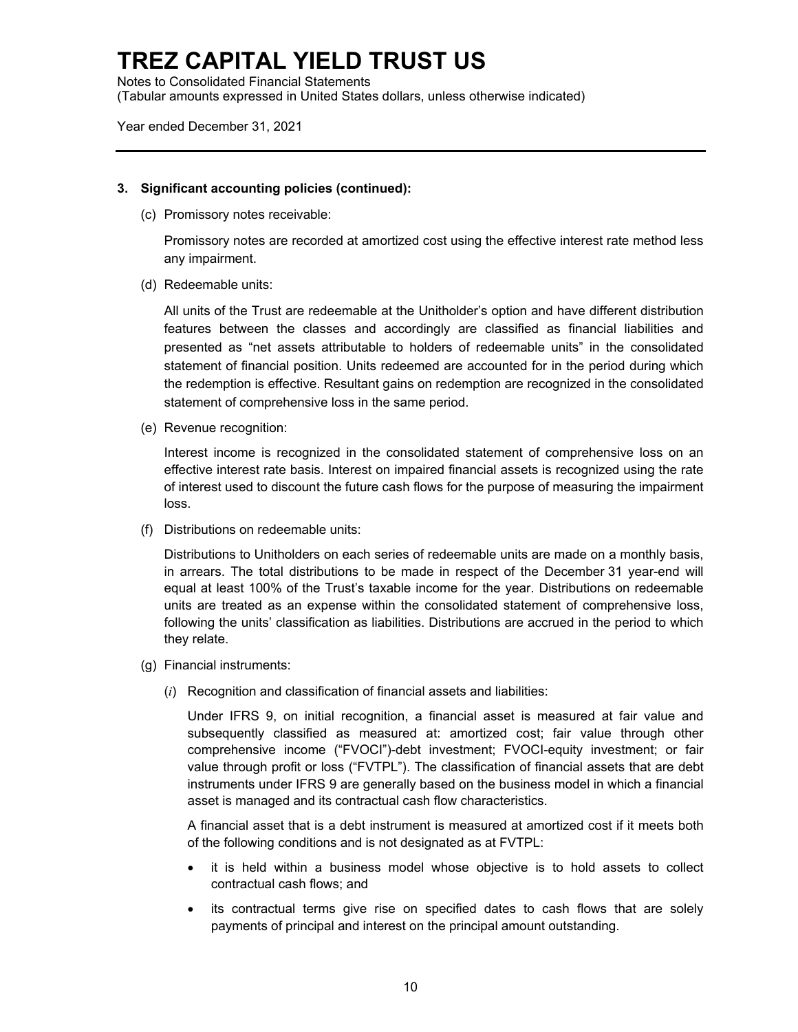**3. Significant accounting policies (continued):**

(c) Promissory notes receivable:

Promissory notes are recorded at amortized cost using the effective interest rate method less any impairment.

(d) Redeemable units:

All units of the Trust are redeemable at the Unitholder's option and have different distribution features between the classes and accordingly are classified as financial liabilities and presented as "net assets attributable to holders of redeemable units" in the consolidated statement of financial position. Units redeemed are accounted for in the period during which the redemption is effective. Resultant gains on redemption are recognized in the consolidated statement of comprehensive loss in the same period.

(e) Revenue recognition:

Interest income is recognized in the consolidated statement of comprehensive loss on an effective interest rate basis. Interest on impaired financial assets is recognized using the rate of interest used to discount the future cash flows for the purpose of measuring the impairment loss.

(f) Distributions on redeemable units:

Distributions to Unitholders on each series of redeemable units are made on a monthly basis, in arrears. The total distributions to be made in respect of the December 31 year-end will equal at least 100% of the Trust's taxable income for the year. Distributions on redeemable units are treated as an expense within the consolidated statement of comprehensive loss, following the units' classification as liabilities. Distributions are accrued in the period to which they relate.

(g) Financial instruments:

(*i*) Recognition and classification of financial assets and liabilities:

Under IFRS 9, on initial recognition, a financial asset is measured at fair value and subsequently classified as measured at: amortized cost; fair value through other comprehensive income ("FVOCI")-debt investment; FVOCI-equity investment; or fair value through profit or loss ("FVTPL"). The classification of financial assets that are debt instruments under IFRS 9 are generally based on the business model in which a financial asset is managed and its contractual cash flow characteristics.

A financial asset that is a debt instrument is measured at amortized cost if it meets both of the following conditions and is not designated as at FVTPL:

- it is held within a business model whose objective is to hold assets to collect contractual cash flows; and
- its contractual terms give rise on specified dates to cash flows that are solely payments of principal and interest on the principal amount outstanding.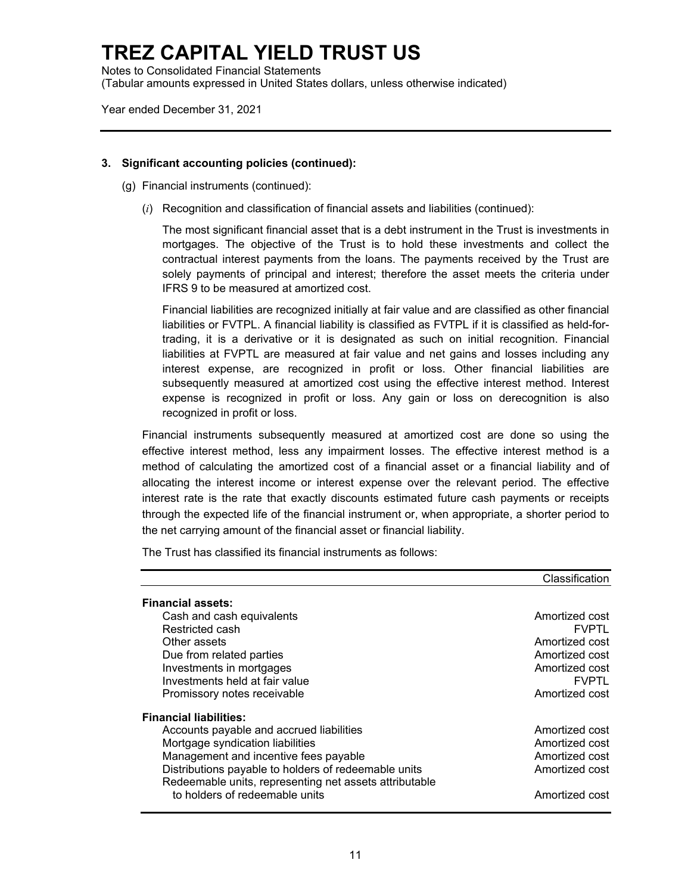# TREZ CAPITAL YIELD TRUST US

Notes to Consolidated Financial Statements
(Tabular amounts expressed in United States dollars, unless otherwise indicated)

Year ended December 31, 2021

**3. Significant accounting policies (continued):**

(g) Financial instruments (continued):

(*i*) Recognition and classification of financial assets and liabilities (continued):

The most significant financial asset that is a debt instrument in the Trust is investments in mortgages. The objective of the Trust is to hold these investments and collect the contractual interest payments from the loans. The payments received by the Trust are solely payments of principal and interest; therefore the asset meets the criteria under IFRS 9 to be measured at amortized cost.

Financial liabilities are recognized initially at fair value and are classified as other financial liabilities or FVTPL. A financial liability is classified as FVTPL if it is classified as held-for-trading, it is a derivative or it is designated as such on initial recognition. Financial liabilities at FVPTL are measured at fair value and net gains and losses including any interest expense, are recognized in profit or loss. Other financial liabilities are subsequently measured at amortized cost using the effective interest method. Interest expense is recognized in profit or loss. Any gain or loss on derecognition is also recognized in profit or loss.

Financial instruments subsequently measured at amortized cost are done so using the effective interest method, less any impairment losses. The effective interest method is a method of calculating the amortized cost of a financial asset or a financial liability and of allocating the interest income or interest expense over the relevant period. The effective interest rate is the rate that exactly discounts estimated future cash payments or receipts through the expected life of the financial instrument or, when appropriate, a shorter period to the net carrying amount of the financial asset or financial liability.

The Trust has classified its financial instruments as follows:

| | Classification |
|---|---|
| **Financial assets:** | |
| Cash and cash equivalents | Amortized cost |
| Restricted cash | FVPTL |
| Other assets | Amortized cost |
| Due from related parties | Amortized cost |
| Investments in mortgages | Amortized cost |
| Investments held at fair value | FVPTL |
| Promissory notes receivable | Amortized cost |
| **Financial liabilities:** | |
| Accounts payable and accrued liabilities | Amortized cost |
| Mortgage syndication liabilities | Amortized cost |
| Management and incentive fees payable | Amortized cost |
| Distributions payable to holders of redeemable units | Amortized cost |
| Redeemable units, representing net assets attributable to holders of redeemable units | Amortized cost |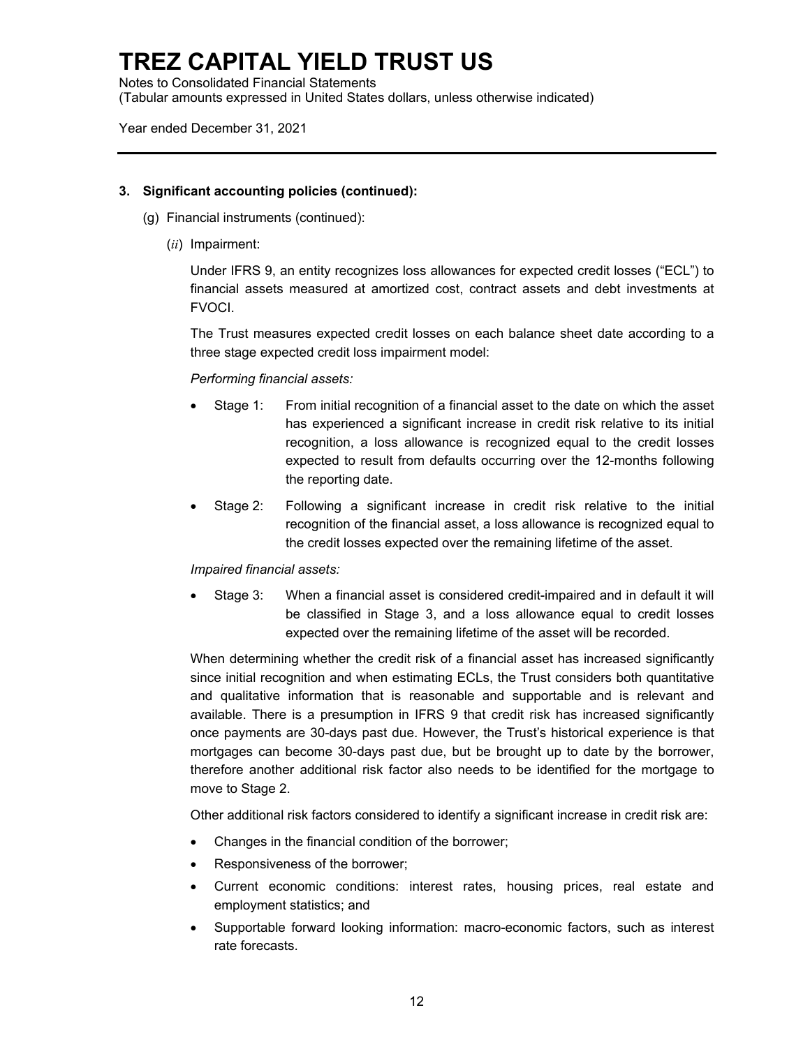# TREZ CAPITAL YIELD TRUST US

Notes to Consolidated Financial Statements
(Tabular amounts expressed in United States dollars, unless otherwise indicated)

Year ended December 31, 2021

**3. Significant accounting policies (continued):**

(g) Financial instruments (continued):

(*ii*) Impairment:

Under IFRS 9, an entity recognizes loss allowances for expected credit losses ("ECL") to financial assets measured at amortized cost, contract assets and debt investments at FVOCI.

The Trust measures expected credit losses on each balance sheet date according to a three stage expected credit loss impairment model:

*Performing financial assets:*

- Stage 1: From initial recognition of a financial asset to the date on which the asset has experienced a significant increase in credit risk relative to its initial recognition, a loss allowance is recognized equal to the credit losses expected to result from defaults occurring over the 12-months following the reporting date.
- Stage 2: Following a significant increase in credit risk relative to the initial recognition of the financial asset, a loss allowance is recognized equal to the credit losses expected over the remaining lifetime of the asset.

*Impaired financial assets:*

- Stage 3: When a financial asset is considered credit-impaired and in default it will be classified in Stage 3, and a loss allowance equal to credit losses expected over the remaining lifetime of the asset will be recorded.

When determining whether the credit risk of a financial asset has increased significantly since initial recognition and when estimating ECLs, the Trust considers both quantitative and qualitative information that is reasonable and supportable and is relevant and available. There is a presumption in IFRS 9 that credit risk has increased significantly once payments are 30-days past due. However, the Trust's historical experience is that mortgages can become 30-days past due, but be brought up to date by the borrower, therefore another additional risk factor also needs to be identified for the mortgage to move to Stage 2.

Other additional risk factors considered to identify a significant increase in credit risk are:

- Changes in the financial condition of the borrower;
- Responsiveness of the borrower;
- Current economic conditions: interest rates, housing prices, real estate and employment statistics; and
- Supportable forward looking information: macro-economic factors, such as interest rate forecasts.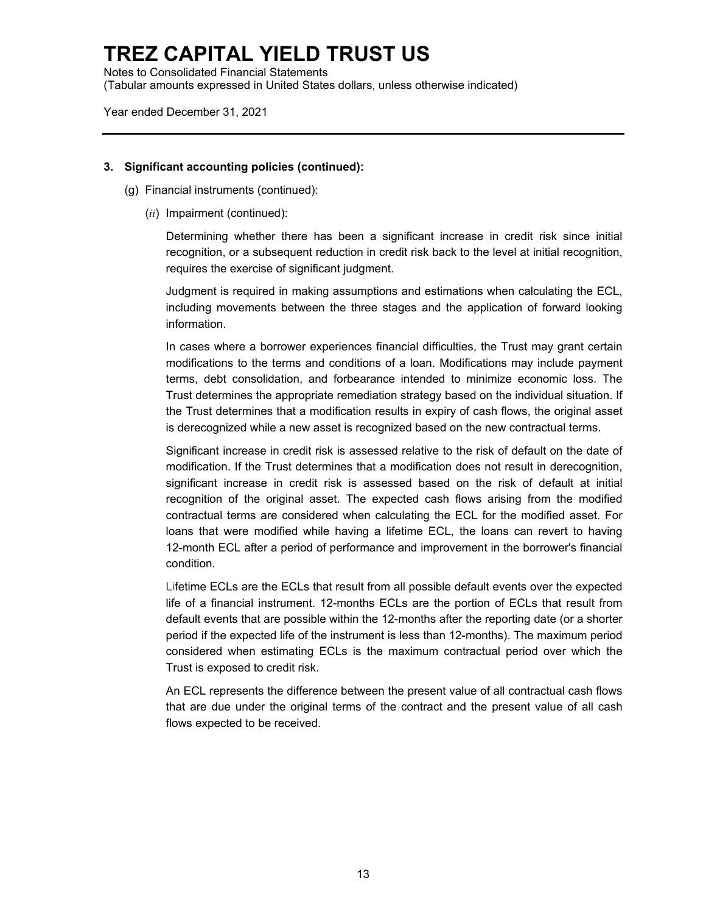# TREZ CAPITAL YIELD TRUST US

Notes to Consolidated Financial Statements
(Tabular amounts expressed in United States dollars, unless otherwise indicated)

Year ended December 31, 2021

---

**3. Significant accounting policies (continued):**

(g) Financial instruments (continued):

(*ii*) Impairment (continued):

Determining whether there has been a significant increase in credit risk since initial recognition, or a subsequent reduction in credit risk back to the level at initial recognition, requires the exercise of significant judgment.

Judgment is required in making assumptions and estimations when calculating the ECL, including movements between the three stages and the application of forward looking information.

In cases where a borrower experiences financial difficulties, the Trust may grant certain modifications to the terms and conditions of a loan. Modifications may include payment terms, debt consolidation, and forbearance intended to minimize economic loss. The Trust determines the appropriate remediation strategy based on the individual situation. If the Trust determines that a modification results in expiry of cash flows, the original asset is derecognized while a new asset is recognized based on the new contractual terms.

Significant increase in credit risk is assessed relative to the risk of default on the date of modification. If the Trust determines that a modification does not result in derecognition, significant increase in credit risk is assessed based on the risk of default at initial recognition of the original asset. The expected cash flows arising from the modified contractual terms are considered when calculating the ECL for the modified asset. For loans that were modified while having a lifetime ECL, the loans can revert to having 12-month ECL after a period of performance and improvement in the borrower's financial condition.

Lifetime ECLs are the ECLs that result from all possible default events over the expected life of a financial instrument. 12-months ECLs are the portion of ECLs that result from default events that are possible within the 12-months after the reporting date (or a shorter period if the expected life of the instrument is less than 12-months). The maximum period considered when estimating ECLs is the maximum contractual period over which the Trust is exposed to credit risk.

An ECL represents the difference between the present value of all contractual cash flows that are due under the original terms of the contract and the present value of all cash flows expected to be received.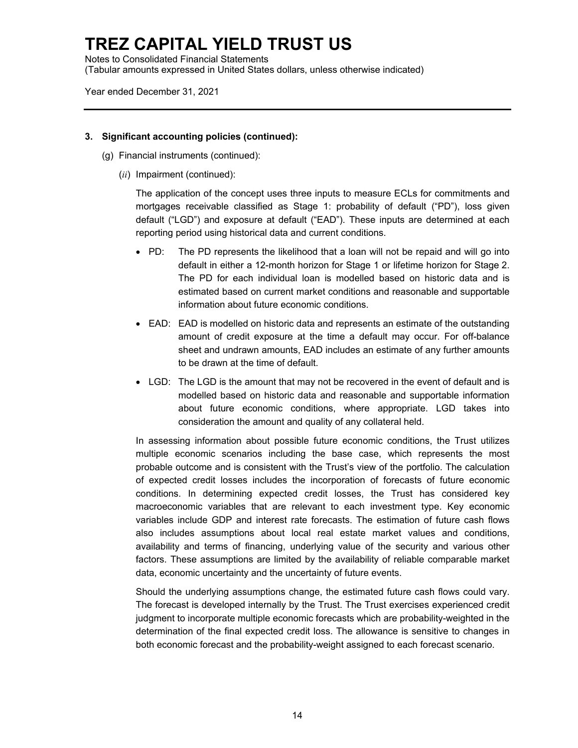### 3. Significant accounting policies (continued):

(g) Financial instruments (continued):

(*ii*) Impairment (continued):

The application of the concept uses three inputs to measure ECLs for commitments and mortgages receivable classified as Stage 1: probability of default ("PD"), loss given default ("LGD") and exposure at default ("EAD"). These inputs are determined at each reporting period using historical data and current conditions.

- PD: The PD represents the likelihood that a loan will not be repaid and will go into default in either a 12-month horizon for Stage 1 or lifetime horizon for Stage 2. The PD for each individual loan is modelled based on historic data and is estimated based on current market conditions and reasonable and supportable information about future economic conditions.
- EAD: EAD is modelled on historic data and represents an estimate of the outstanding amount of credit exposure at the time a default may occur. For off-balance sheet and undrawn amounts, EAD includes an estimate of any further amounts to be drawn at the time of default.
- LGD: The LGD is the amount that may not be recovered in the event of default and is modelled based on historic data and reasonable and supportable information about future economic conditions, where appropriate. LGD takes into consideration the amount and quality of any collateral held.

In assessing information about possible future economic conditions, the Trust utilizes multiple economic scenarios including the base case, which represents the most probable outcome and is consistent with the Trust's view of the portfolio. The calculation of expected credit losses includes the incorporation of forecasts of future economic conditions. In determining expected credit losses, the Trust has considered key macroeconomic variables that are relevant to each investment type. Key economic variables include GDP and interest rate forecasts. The estimation of future cash flows also includes assumptions about local real estate market values and conditions, availability and terms of financing, underlying value of the security and various other factors. These assumptions are limited by the availability of reliable comparable market data, economic uncertainty and the uncertainty of future events.

Should the underlying assumptions change, the estimated future cash flows could vary. The forecast is developed internally by the Trust. The Trust exercises experienced credit judgment to incorporate multiple economic forecasts which are probability-weighted in the determination of the final expected credit loss. The allowance is sensitive to changes in both economic forecast and the probability-weight assigned to each forecast scenario.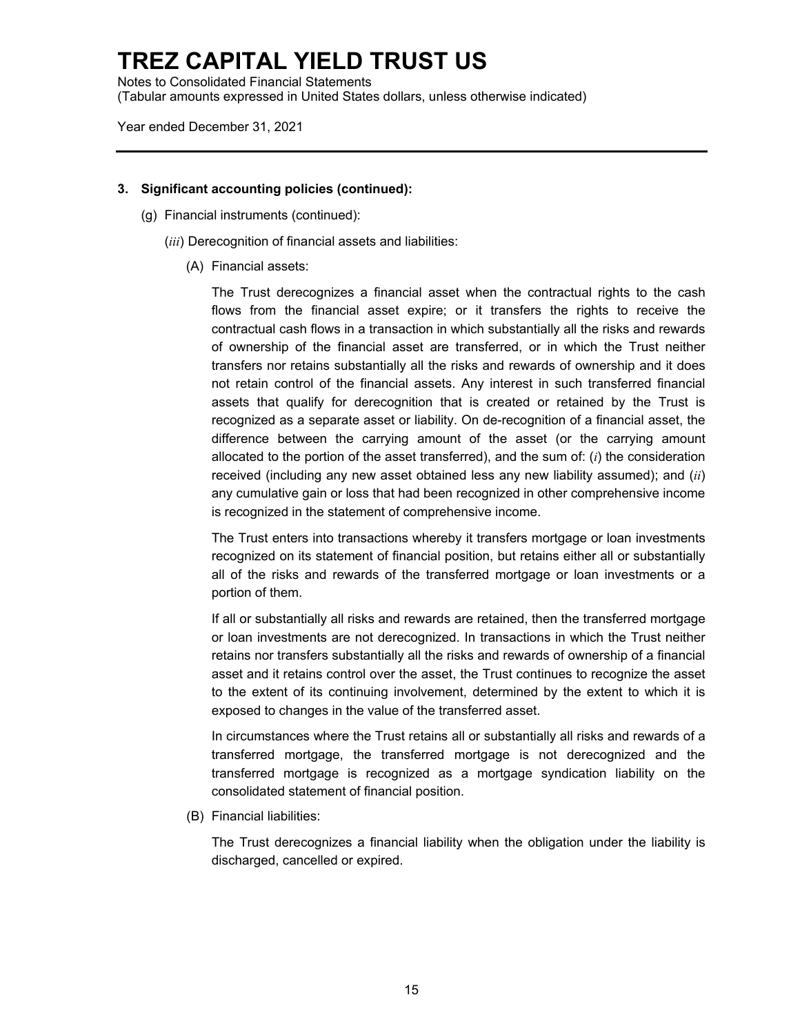# TREZ CAPITAL YIELD TRUST US

Notes to Consolidated Financial Statements
(Tabular amounts expressed in United States dollars, unless otherwise indicated)

Year ended December 31, 2021

**3. Significant accounting policies (continued):**

(g) Financial instruments (continued):

(*iii*) Derecognition of financial assets and liabilities:

(A) Financial assets:

The Trust derecognizes a financial asset when the contractual rights to the cash flows from the financial asset expire; or it transfers the rights to receive the contractual cash flows in a transaction in which substantially all the risks and rewards of ownership of the financial asset are transferred, or in which the Trust neither transfers nor retains substantially all the risks and rewards of ownership and it does not retain control of the financial assets. Any interest in such transferred financial assets that qualify for derecognition that is created or retained by the Trust is recognized as a separate asset or liability. On de-recognition of a financial asset, the difference between the carrying amount of the asset (or the carrying amount allocated to the portion of the asset transferred), and the sum of: (*i*) the consideration received (including any new asset obtained less any new liability assumed); and (*ii*) any cumulative gain or loss that had been recognized in other comprehensive income is recognized in the statement of comprehensive income.

The Trust enters into transactions whereby it transfers mortgage or loan investments recognized on its statement of financial position, but retains either all or substantially all of the risks and rewards of the transferred mortgage or loan investments or a portion of them.

If all or substantially all risks and rewards are retained, then the transferred mortgage or loan investments are not derecognized. In transactions in which the Trust neither retains nor transfers substantially all the risks and rewards of ownership of a financial asset and it retains control over the asset, the Trust continues to recognize the asset to the extent of its continuing involvement, determined by the extent to which it is exposed to changes in the value of the transferred asset.

In circumstances where the Trust retains all or substantially all risks and rewards of a transferred mortgage, the transferred mortgage is not derecognized and the transferred mortgage is recognized as a mortgage syndication liability on the consolidated statement of financial position.

(B) Financial liabilities:

The Trust derecognizes a financial liability when the obligation under the liability is discharged, cancelled or expired.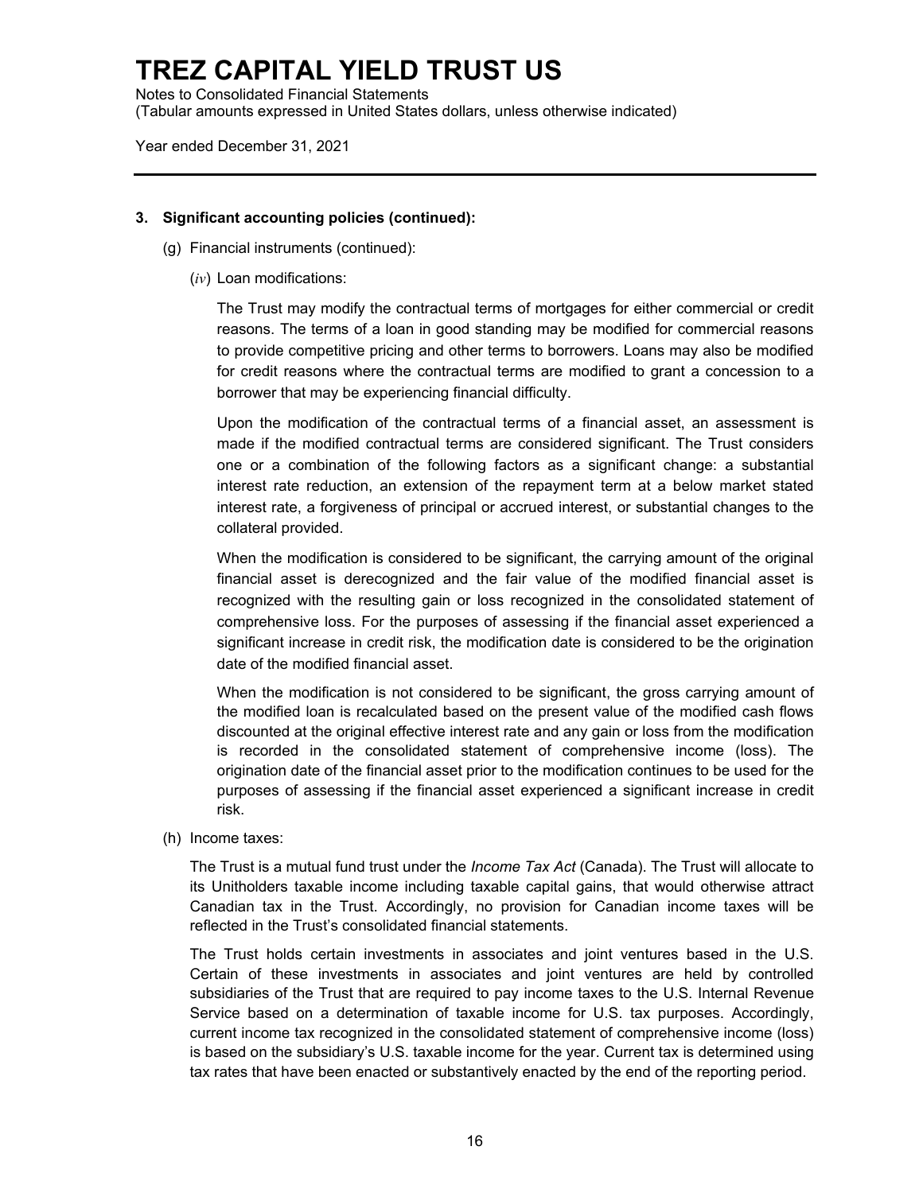### 3. Significant accounting policies (continued):

(g) Financial instruments (continued):

(*iv*) Loan modifications:

The Trust may modify the contractual terms of mortgages for either commercial or credit reasons. The terms of a loan in good standing may be modified for commercial reasons to provide competitive pricing and other terms to borrowers. Loans may also be modified for credit reasons where the contractual terms are modified to grant a concession to a borrower that may be experiencing financial difficulty.

Upon the modification of the contractual terms of a financial asset, an assessment is made if the modified contractual terms are considered significant. The Trust considers one or a combination of the following factors as a significant change: a substantial interest rate reduction, an extension of the repayment term at a below market stated interest rate, a forgiveness of principal or accrued interest, or substantial changes to the collateral provided.

When the modification is considered to be significant, the carrying amount of the original financial asset is derecognized and the fair value of the modified financial asset is recognized with the resulting gain or loss recognized in the consolidated statement of comprehensive loss. For the purposes of assessing if the financial asset experienced a significant increase in credit risk, the modification date is considered to be the origination date of the modified financial asset.

When the modification is not considered to be significant, the gross carrying amount of the modified loan is recalculated based on the present value of the modified cash flows discounted at the original effective interest rate and any gain or loss from the modification is recorded in the consolidated statement of comprehensive income (loss). The origination date of the financial asset prior to the modification continues to be used for the purposes of assessing if the financial asset experienced a significant increase in credit risk.

(h) Income taxes:

The Trust is a mutual fund trust under the *Income Tax Act* (Canada). The Trust will allocate to its Unitholders taxable income including taxable capital gains, that would otherwise attract Canadian tax in the Trust. Accordingly, no provision for Canadian income taxes will be reflected in the Trust's consolidated financial statements.

The Trust holds certain investments in associates and joint ventures based in the U.S. Certain of these investments in associates and joint ventures are held by controlled subsidiaries of the Trust that are required to pay income taxes to the U.S. Internal Revenue Service based on a determination of taxable income for U.S. tax purposes. Accordingly, current income tax recognized in the consolidated statement of comprehensive income (loss) is based on the subsidiary's U.S. taxable income for the year. Current tax is determined using tax rates that have been enacted or substantively enacted by the end of the reporting period.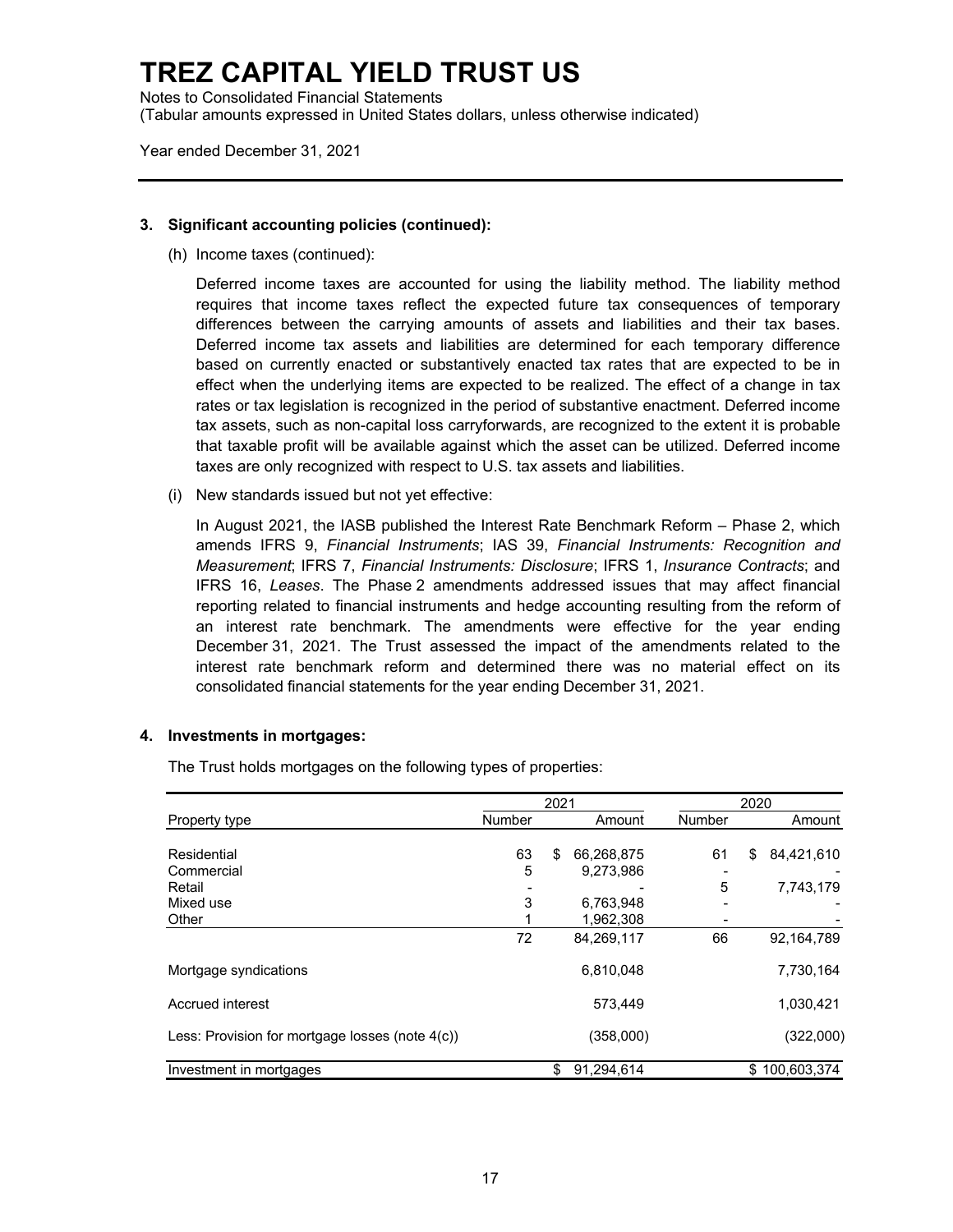# TREZ CAPITAL YIELD TRUST US

Notes to Consolidated Financial Statements
(Tabular amounts expressed in United States dollars, unless otherwise indicated)

Year ended December 31, 2021

---

**3. Significant accounting policies (continued):**

(h) Income taxes (continued):

Deferred income taxes are accounted for using the liability method. The liability method requires that income taxes reflect the expected future tax consequences of temporary differences between the carrying amounts of assets and liabilities and their tax bases. Deferred income tax assets and liabilities are determined for each temporary difference based on currently enacted or substantively enacted tax rates that are expected to be in effect when the underlying items are expected to be realized. The effect of a change in tax rates or tax legislation is recognized in the period of substantive enactment. Deferred income tax assets, such as non-capital loss carryforwards, are recognized to the extent it is probable that taxable profit will be available against which the asset can be utilized. Deferred income taxes are only recognized with respect to U.S. tax assets and liabilities.

(i) New standards issued but not yet effective:

In August 2021, the IASB published the Interest Rate Benchmark Reform – Phase 2, which amends IFRS 9, *Financial Instruments*; IAS 39, *Financial Instruments: Recognition and Measurement*; IFRS 7, *Financial Instruments: Disclosure*; IFRS 1, *Insurance Contracts*; and IFRS 16, *Leases*. The Phase 2 amendments addressed issues that may affect financial reporting related to financial instruments and hedge accounting resulting from the reform of an interest rate benchmark. The amendments were effective for the year ending December 31, 2021. The Trust assessed the impact of the amendments related to the interest rate benchmark reform and determined there was no material effect on its consolidated financial statements for the year ending December 31, 2021.

**4. Investments in mortgages:**

The Trust holds mortgages on the following types of properties:

| | 2021 | | 2020 | |
|---|---|---|---|---|
| Property type | Number | Amount | Number | Amount |
| Residential | 63 | $ 66,268,875 | 61 | $ 84,421,610 |
| Commercial | 5 | 9,273,986 | - | - |
| Retail | - | - | 5 | 7,743,179 |
| Mixed use | 3 | 6,763,948 | - | - |
| Other | 1 | 1,962,308 | - | - |
| | 72 | 84,269,117 | 66 | 92,164,789 |
| Mortgage syndications | | 6,810,048 | | 7,730,164 |
| Accrued interest | | 573,449 | | 1,030,421 |
| Less: Provision for mortgage losses (note 4(c)) | | (358,000) | | (322,000) |
| Investment in mortgages | | $ 91,294,614 | | $ 100,603,374 |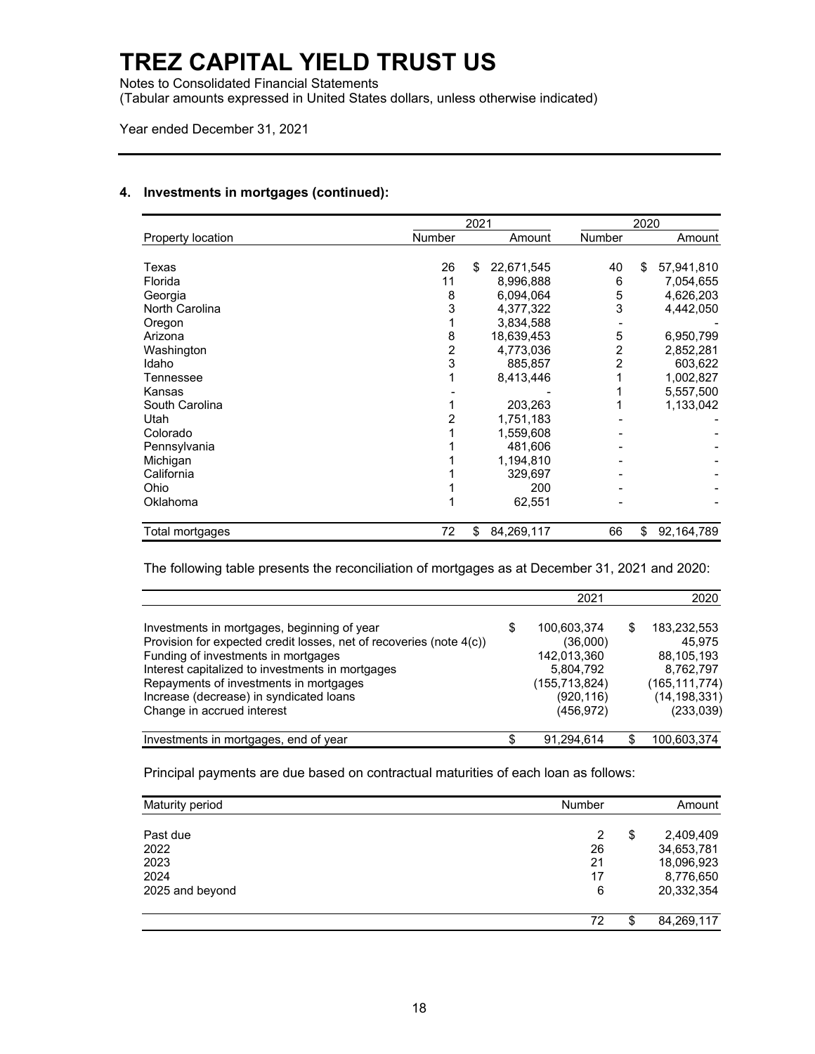# TREZ CAPITAL YIELD TRUST US

Notes to Consolidated Financial Statements
(Tabular amounts expressed in United States dollars, unless otherwise indicated)

Year ended December 31, 2021

## 4. Investments in mortgages (continued):

| | 2021 | | 2020 | |
|---|---|---|---|---|
| Property location | Number | Amount | Number | Amount |
| Texas | 26 | $ 22,671,545 | 40 | $ 57,941,810 |
| Florida | 11 | 8,996,888 | 6 | 7,054,655 |
| Georgia | 8 | 6,094,064 | 5 | 4,626,203 |
| North Carolina | 3 | 4,377,322 | 3 | 4,442,050 |
| Oregon | 1 | 3,834,588 | - | - |
| Arizona | 8 | 18,639,453 | 5 | 6,950,799 |
| Washington | 2 | 4,773,036 | 2 | 2,852,281 |
| Idaho | 3 | 885,857 | 2 | 603,622 |
| Tennessee | 1 | 8,413,446 | 1 | 1,002,827 |
| Kansas | - | - | 1 | 5,557,500 |
| South Carolina | 1 | 203,263 | 1 | 1,133,042 |
| Utah | 2 | 1,751,183 | - | - |
| Colorado | 1 | 1,559,608 | - | - |
| Pennsylvania | 1 | 481,606 | - | - |
| Michigan | 1 | 1,194,810 | - | - |
| California | 1 | 329,697 | - | - |
| Ohio | 1 | 200 | - | - |
| Oklahoma | 1 | 62,551 | - | - |
| Total mortgages | 72 | $ 84,269,117 | 66 | $ 92,164,789 |

The following table presents the reconciliation of mortgages as at December 31, 2021 and 2020:

| | 2021 | 2020 |
|---|---|---|
| Investments in mortgages, beginning of year | $ 100,603,374 | $ 183,232,553 |
| Provision for expected credit losses, net of recoveries (note 4(c)) | (36,000) | 45,975 |
| Funding of investments in mortgages | 142,013,360 | 88,105,193 |
| Interest capitalized to investments in mortgages | 5,804,792 | 8,762,797 |
| Repayments of investments in mortgages | (155,713,824) | (165,111,774) |
| Increase (decrease) in syndicated loans | (920,116) | (14,198,331) |
| Change in accrued interest | (456,972) | (233,039) |
| Investments in mortgages, end of year | $ 91,294,614 | $ 100,603,374 |

Principal payments are due based on contractual maturities of each loan as follows:

| Maturity period | Number | Amount |
|---|---|---|
| Past due | 2 | $ 2,409,409 |
| 2022 | 26 | 34,653,781 |
| 2023 | 21 | 18,096,923 |
| 2024 | 17 | 8,776,650 |
| 2025 and beyond | 6 | 20,332,354 |
| | 72 | $ 84,269,117 |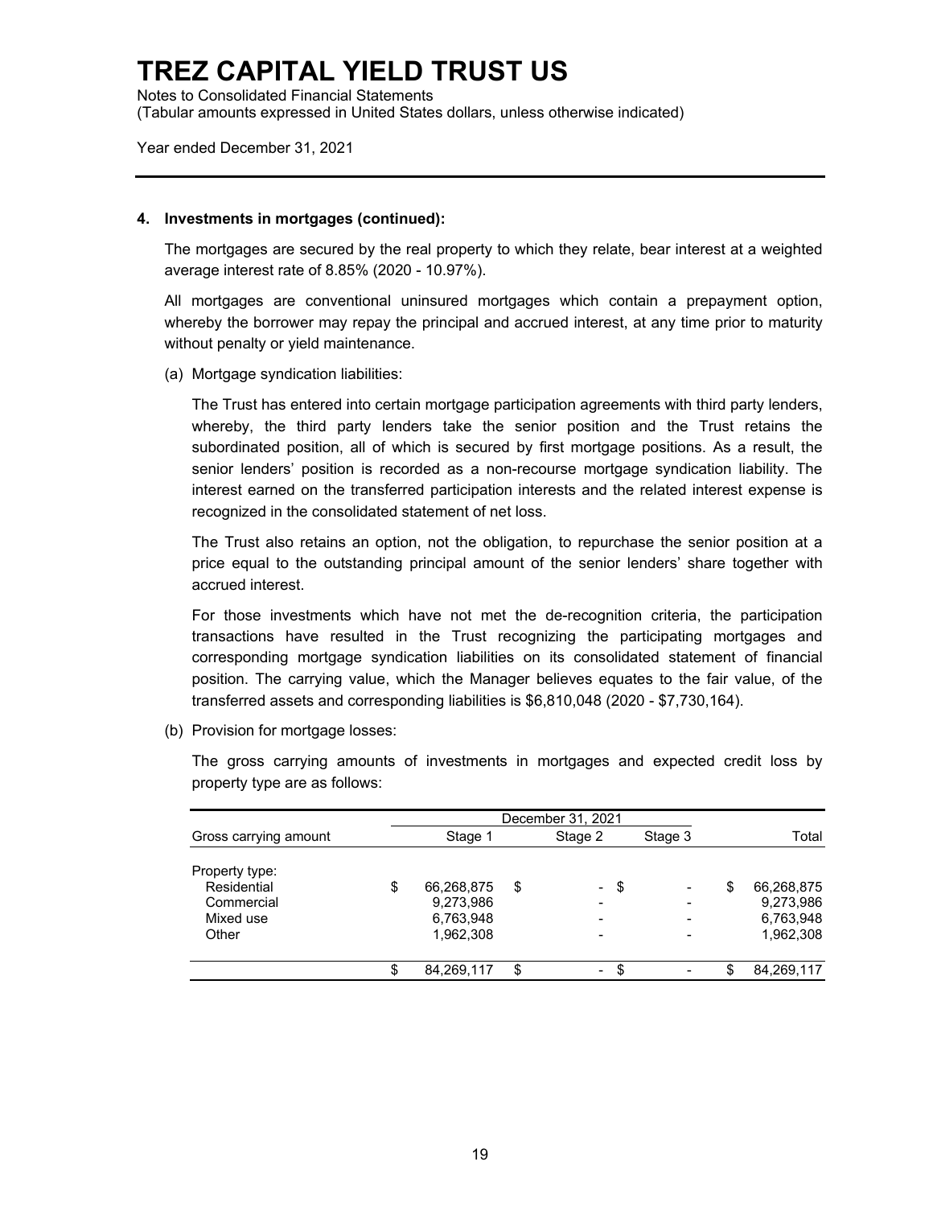# TREZ CAPITAL YIELD TRUST US

Notes to Consolidated Financial Statements
(Tabular amounts expressed in United States dollars, unless otherwise indicated)

Year ended December 31, 2021

---

**4. Investments in mortgages (continued):**

The mortgages are secured by the real property to which they relate, bear interest at a weighted average interest rate of 8.85% (2020 - 10.97%).

All mortgages are conventional uninsured mortgages which contain a prepayment option, whereby the borrower may repay the principal and accrued interest, at any time prior to maturity without penalty or yield maintenance.

(a) Mortgage syndication liabilities:

The Trust has entered into certain mortgage participation agreements with third party lenders, whereby, the third party lenders take the senior position and the Trust retains the subordinated position, all of which is secured by first mortgage positions. As a result, the senior lenders' position is recorded as a non-recourse mortgage syndication liability. The interest earned on the transferred participation interests and the related interest expense is recognized in the consolidated statement of net loss.

The Trust also retains an option, not the obligation, to repurchase the senior position at a price equal to the outstanding principal amount of the senior lenders' share together with accrued interest.

For those investments which have not met the de-recognition criteria, the participation transactions have resulted in the Trust recognizing the participating mortgages and corresponding mortgage syndication liabilities on its consolidated statement of financial position. The carrying value, which the Manager believes equates to the fair value, of the transferred assets and corresponding liabilities is $6,810,048 (2020 - $7,730,164).

(b) Provision for mortgage losses:

The gross carrying amounts of investments in mortgages and expected credit loss by property type are as follows:

| | December 31, 2021 | | | |
|---|---|---|---|---|
| Gross carrying amount | Stage 1 | Stage 2 | Stage 3 | Total |
| Property type: | | | | |
| Residential | $ 66,268,875 | $ - | $ - | $ 66,268,875 |
| Commercial | 9,273,986 | - | - | 9,273,986 |
| Mixed use | 6,763,948 | - | - | 6,763,948 |
| Other | 1,962,308 | - | - | 1,962,308 |
| | $ 84,269,117 | $ - | $ - | $ 84,269,117 |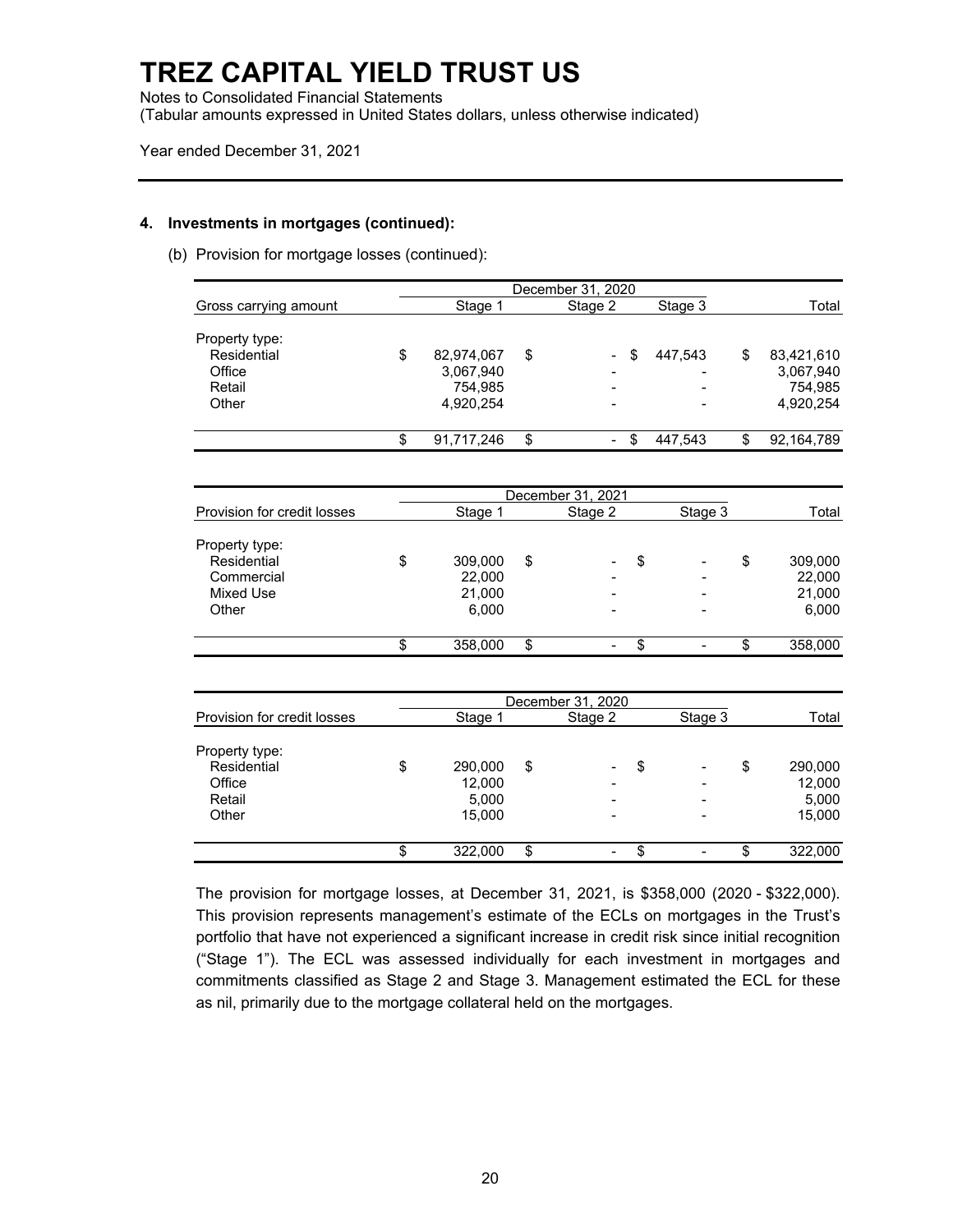# TREZ CAPITAL YIELD TRUST US

Notes to Consolidated Financial Statements
(Tabular amounts expressed in United States dollars, unless otherwise indicated)

Year ended December 31, 2021

## 4. Investments in mortgages (continued):

(b) Provision for mortgage losses (continued):

| | December 31, 2020 | | | |
|---|---|---|---|---|
| Gross carrying amount | Stage 1 | Stage 2 | Stage 3 | Total |
| Property type: | | | | |
| Residential | $ 82,974,067 | $ - | $ 447,543 | $ 83,421,610 |
| Office | 3,067,940 | - | - | 3,067,940 |
| Retail | 754,985 | - | - | 754,985 |
| Other | 4,920,254 | - | - | 4,920,254 |
| | $ 91,717,246 | $ - | $ 447,543 | $ 92,164,789 |

| | December 31, 2021 | | | |
|---|---|---|---|---|
| Provision for credit losses | Stage 1 | Stage 2 | Stage 3 | Total |
| Property type: | | | | |
| Residential | $ 309,000 | $ - | $ - | $ 309,000 |
| Commercial | 22,000 | - | - | 22,000 |
| Mixed Use | 21,000 | - | - | 21,000 |
| Other | 6,000 | - | - | 6,000 |
| | $ 358,000 | $ - | $ - | $ 358,000 |

| | December 31, 2020 | | | |
|---|---|---|---|---|
| Provision for credit losses | Stage 1 | Stage 2 | Stage 3 | Total |
| Property type: | | | | |
| Residential | $ 290,000 | $ - | $ - | $ 290,000 |
| Office | 12,000 | - | - | 12,000 |
| Retail | 5,000 | - | - | 5,000 |
| Other | 15,000 | - | - | 15,000 |
| | $ 322,000 | $ - | $ - | $ 322,000 |

The provision for mortgage losses, at December 31, 2021, is $358,000 (2020 - $322,000). This provision represents management's estimate of the ECLs on mortgages in the Trust's portfolio that have not experienced a significant increase in credit risk since initial recognition ("Stage 1"). The ECL was assessed individually for each investment in mortgages and commitments classified as Stage 2 and Stage 3. Management estimated the ECL for these as nil, primarily due to the mortgage collateral held on the mortgages.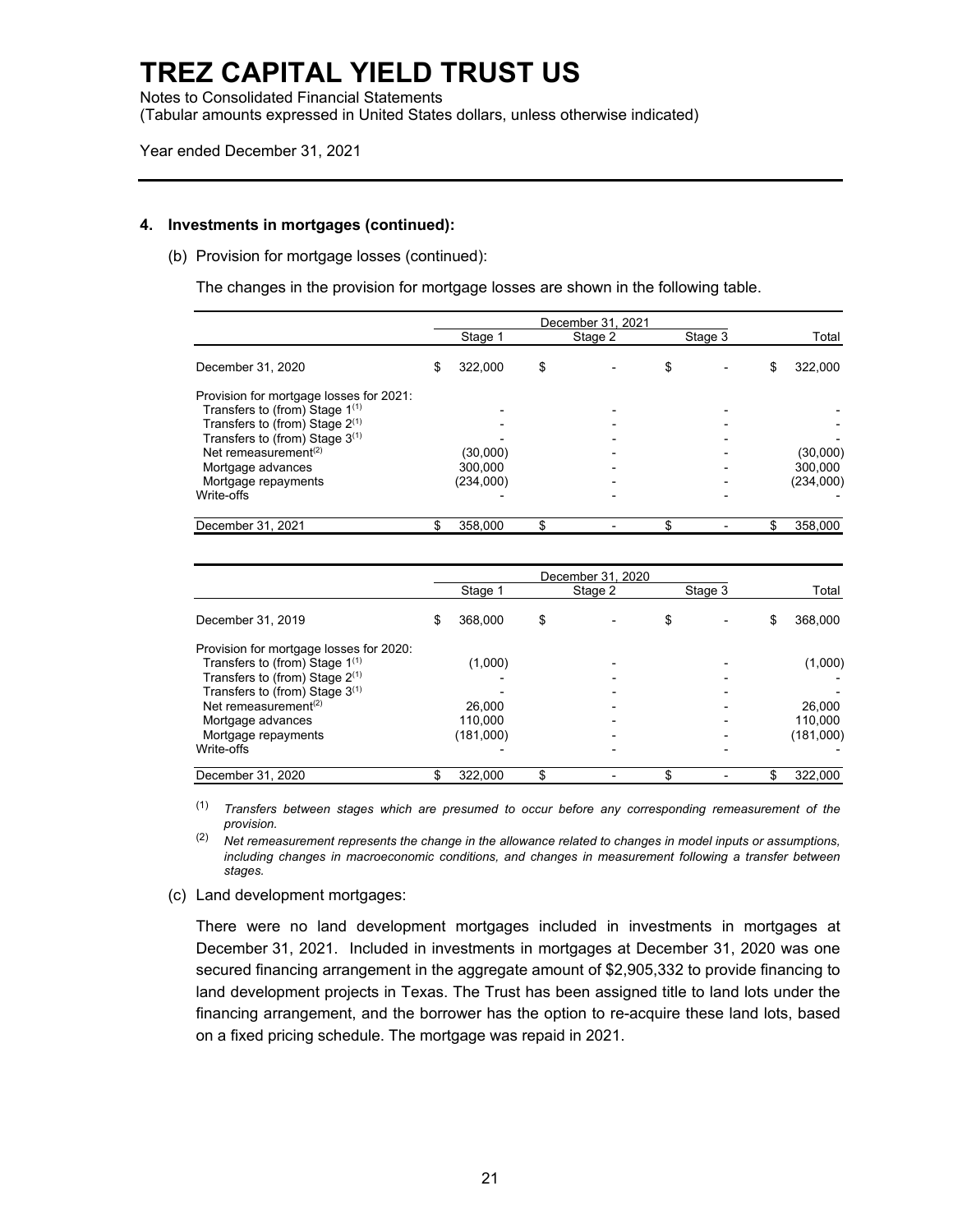# TREZ CAPITAL YIELD TRUST US

Notes to Consolidated Financial Statements
(Tabular amounts expressed in United States dollars, unless otherwise indicated)

Year ended December 31, 2021

**4. Investments in mortgages (continued):**

(b) Provision for mortgage losses (continued):

The changes in the provision for mortgage losses are shown in the following table.

| | December 31, 2021 | | | |
|---|---|---|---|---|
| | Stage 1 | Stage 2 | Stage 3 | Total |
| December 31, 2020 | $ 322,000 | $ - | $ - | $ 322,000 |
| Provision for mortgage losses for 2021: | | | | |
| Transfers to (from) Stage 1[(1)] | - | - | - | - |
| Transfers to (from) Stage 2[(1)] | - | - | - | - |
| Transfers to (from) Stage 3[(1)] | - | - | - | - |
| Net remeasurement[(2)] | (30,000) | - | - | (30,000) |
| Mortgage advances | 300,000 | - | - | 300,000 |
| Mortgage repayments | (234,000) | - | - | (234,000) |
| Write-offs | - | - | - | - |
| December 31, 2021 | $ 358,000 | $ - | $ - | $ 358,000 |

| | December 31, 2020 | | | |
|---|---|---|---|---|
| | Stage 1 | Stage 2 | Stage 3 | Total |
| December 31, 2019 | $ 368,000 | $ - | $ - | $ 368,000 |
| Provision for mortgage losses for 2020: | | | | |
| Transfers to (from) Stage 1[(1)] | (1,000) | - | - | (1,000) |
| Transfers to (from) Stage 2[(1)] | - | - | - | - |
| Transfers to (from) Stage 3[(1)] | - | - | - | - |
| Net remeasurement[(2)] | 26,000 | - | - | 26,000 |
| Mortgage advances | 110,000 | - | - | 110,000 |
| Mortgage repayments | (181,000) | - | - | (181,000) |
| Write-offs | - | - | - | - |
| December 31, 2020 | $ 322,000 | $ - | $ - | $ 322,000 |

(1) *Transfers between stages which are presumed to occur before any corresponding remeasurement of the provision.*

(2) *Net remeasurement represents the change in the allowance related to changes in model inputs or assumptions, including changes in macroeconomic conditions, and changes in measurement following a transfer between stages.*

(c) Land development mortgages:

There were no land development mortgages included in investments in mortgages at December 31, 2021. Included in investments in mortgages at December 31, 2020 was one secured financing arrangement in the aggregate amount of $2,905,332 to provide financing to land development projects in Texas. The Trust has been assigned title to land lots under the financing arrangement, and the borrower has the option to re-acquire these land lots, based on a fixed pricing schedule. The mortgage was repaid in 2021.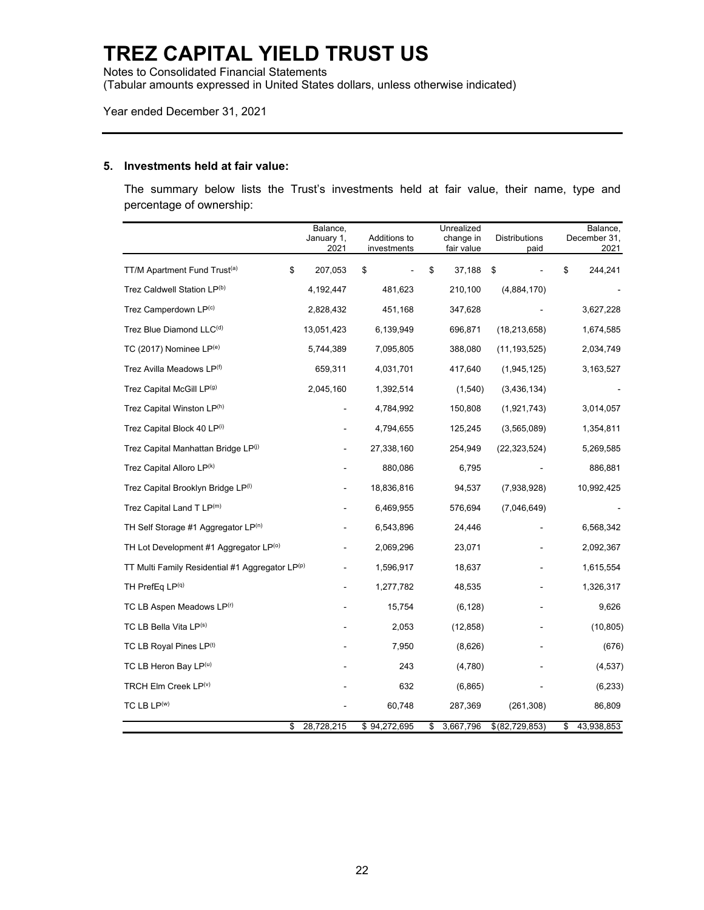# TREZ CAPITAL YIELD TRUST US

Notes to Consolidated Financial Statements
(Tabular amounts expressed in United States dollars, unless otherwise indicated)

Year ended December 31, 2021

## 5. Investments held at fair value:

The summary below lists the Trust's investments held at fair value, their name, type and percentage of ownership:

| | Balance, January 1, 2021 | Additions to investments | Unrealized change in fair value | Distributions paid | Balance, December 31, 2021 |
|---|---|---|---|---|---|
| TT/M Apartment Fund Trust[(a)] | $ 207,053 | $ - | $ 37,188 | $ - | $ 244,241 |
| Trez Caldwell Station LP[(b)] | 4,192,447 | 481,623 | 210,100 | (4,884,170) | - |
| Trez Camperdown LP[(c)] | 2,828,432 | 451,168 | 347,628 | - | 3,627,228 |
| Trez Blue Diamond LLC[(d)] | 13,051,423 | 6,139,949 | 696,871 | (18,213,658) | 1,674,585 |
| TC (2017) Nominee LP[(e)] | 5,744,389 | 7,095,805 | 388,080 | (11,193,525) | 2,034,749 |
| Trez Avilla Meadows LP[(f)] | 659,311 | 4,031,701 | 417,640 | (1,945,125) | 3,163,527 |
| Trez Capital McGill LP[(g)] | 2,045,160 | 1,392,514 | (1,540) | (3,436,134) | - |
| Trez Capital Winston LP[(h)] | - | 4,784,992 | 150,808 | (1,921,743) | 3,014,057 |
| Trez Capital Block 40 LP[(i)] | - | 4,794,655 | 125,245 | (3,565,089) | 1,354,811 |
| Trez Capital Manhattan Bridge LP[(j)] | - | 27,338,160 | 254,949 | (22,323,524) | 5,269,585 |
| Trez Capital Alloro LP[(k)] | - | 880,086 | 6,795 | - | 886,881 |
| Trez Capital Brooklyn Bridge LP[(l)] | - | 18,836,816 | 94,537 | (7,938,928) | 10,992,425 |
| Trez Capital Land T LP[(m)] | - | 6,469,955 | 576,694 | (7,046,649) | - |
| TH Self Storage #1 Aggregator LP[(n)] | - | 6,543,896 | 24,446 | - | 6,568,342 |
| TH Lot Development #1 Aggregator LP[(o)] | - | 2,069,296 | 23,071 | - | 2,092,367 |
| TT Multi Family Residential #1 Aggregator LP[(p)] | - | 1,596,917 | 18,637 | - | 1,615,554 |
| TH PrefEq LP[(q)] | - | 1,277,782 | 48,535 | - | 1,326,317 |
| TC LB Aspen Meadows LP[(r)] | - | 15,754 | (6,128) | - | 9,626 |
| TC LB Bella Vita LP[(s)] | - | 2,053 | (12,858) | - | (10,805) |
| TC LB Royal Pines LP[(t)] | - | 7,950 | (8,626) | - | (676) |
| TC LB Heron Bay LP[(u)] | - | 243 | (4,780) | - | (4,537) |
| TRCH Elm Creek LP[(v)] | - | 632 | (6,865) | - | (6,233) |
| TC LB LP[(w)] | - | 60,748 | 287,369 | (261,308) | 86,809 |
| | $ 28,728,215 | $ 94,272,695 | $ 3,667,796 | $ (82,729,853) | $ 43,938,853 |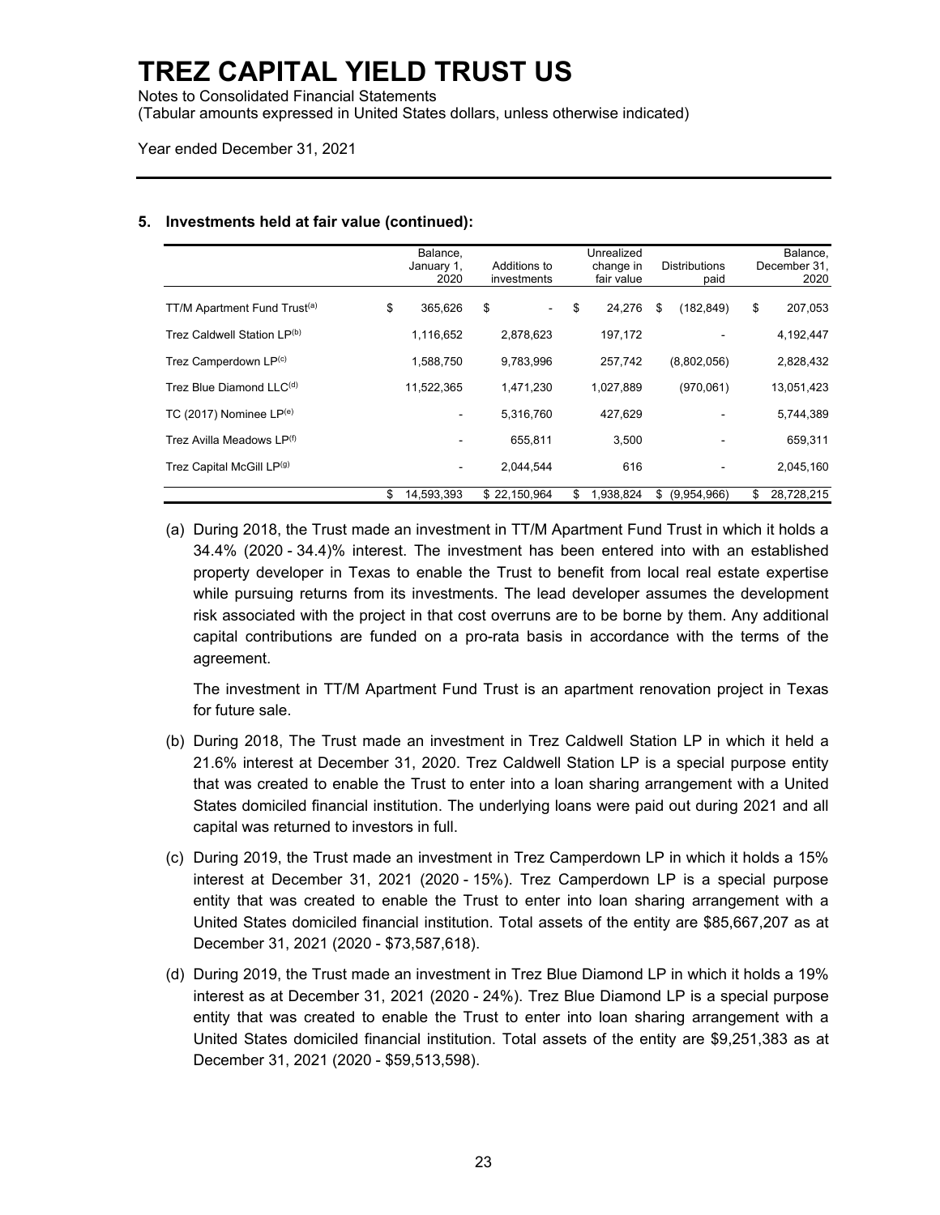# TREZ CAPITAL YIELD TRUST US

Notes to Consolidated Financial Statements
(Tabular amounts expressed in United States dollars, unless otherwise indicated)

Year ended December 31, 2021

## 5. Investments held at fair value (continued):

| | Balance, January 1, 2020 | Additions to investments | Unrealized change in fair value | Distributions paid | Balance, December 31, 2020 |
|---|---|---|---|---|---|
| TT/M Apartment Fund Trust[(a)] | $ 365,626 | $ - | $ 24,276 | $ (182,849) | $ 207,053 |
| Trez Caldwell Station LP[(b)] | 1,116,652 | 2,878,623 | 197,172 | - | 4,192,447 |
| Trez Camperdown LP[(c)] | 1,588,750 | 9,783,996 | 257,742 | (8,802,056) | 2,828,432 |
| Trez Blue Diamond LLC[(d)] | 11,522,365 | 1,471,230 | 1,027,889 | (970,061) | 13,051,423 |
| TC (2017) Nominee LP[(e)] | - | 5,316,760 | 427,629 | - | 5,744,389 |
| Trez Avilla Meadows LP[(f)] | - | 655,811 | 3,500 | - | 659,311 |
| Trez Capital McGill LP[(g)] | - | 2,044,544 | 616 | - | 2,045,160 |
| | $ 14,593,393 | $ 22,150,964 | $ 1,938,824 | $ (9,954,966) | $ 28,728,215 |

(a) During 2018, the Trust made an investment in TT/M Apartment Fund Trust in which it holds a 34.4% (2020 - 34.4)% interest. The investment has been entered into with an established property developer in Texas to enable the Trust to benefit from local real estate expertise while pursuing returns from its investments. The lead developer assumes the development risk associated with the project in that cost overruns are to be borne by them. Any additional capital contributions are funded on a pro-rata basis in accordance with the terms of the agreement.

The investment in TT/M Apartment Fund Trust is an apartment renovation project in Texas for future sale.

(b) During 2018, The Trust made an investment in Trez Caldwell Station LP in which it held a 21.6% interest at December 31, 2020. Trez Caldwell Station LP is a special purpose entity that was created to enable the Trust to enter into a loan sharing arrangement with a United States domiciled financial institution. The underlying loans were paid out during 2021 and all capital was returned to investors in full.

(c) During 2019, the Trust made an investment in Trez Camperdown LP in which it holds a 15% interest at December 31, 2021 (2020 - 15%). Trez Camperdown LP is a special purpose entity that was created to enable the Trust to enter into loan sharing arrangement with a United States domiciled financial institution. Total assets of the entity are $85,667,207 as at December 31, 2021 (2020 - $73,587,618).

(d) During 2019, the Trust made an investment in Trez Blue Diamond LP in which it holds a 19% interest as at December 31, 2021 (2020 - 24%). Trez Blue Diamond LP is a special purpose entity that was created to enable the Trust to enter into loan sharing arrangement with a United States domiciled financial institution. Total assets of the entity are $9,251,383 as at December 31, 2021 (2020 - $59,513,598).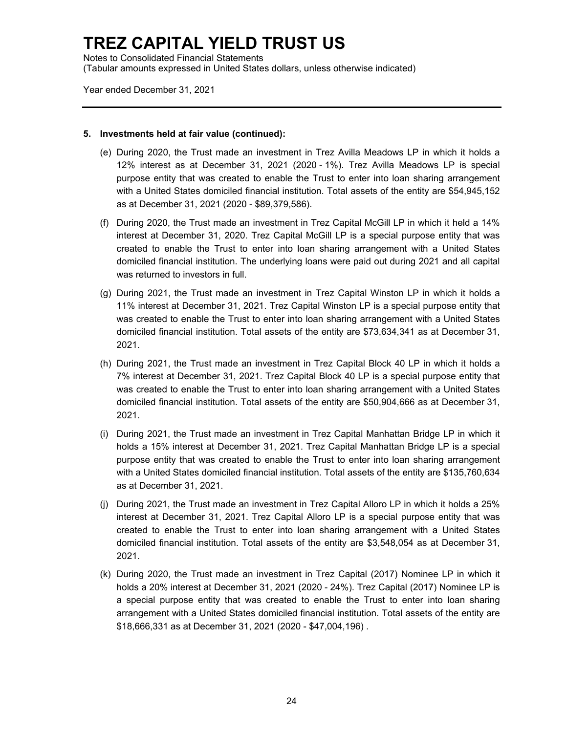## 5. Investments held at fair value (continued):

(e) During 2020, the Trust made an investment in Trez Avilla Meadows LP in which it holds a 12% interest as at December 31, 2021 (2020 - 1%). Trez Avilla Meadows LP is special purpose entity that was created to enable the Trust to enter into loan sharing arrangement with a United States domiciled financial institution. Total assets of the entity are $54,945,152 as at December 31, 2021 (2020 - $89,379,586).

(f) During 2020, the Trust made an investment in Trez Capital McGill LP in which it held a 14% interest at December 31, 2020. Trez Capital McGill LP is a special purpose entity that was created to enable the Trust to enter into loan sharing arrangement with a United States domiciled financial institution. The underlying loans were paid out during 2021 and all capital was returned to investors in full.

(g) During 2021, the Trust made an investment in Trez Capital Winston LP in which it holds a 11% interest at December 31, 2021. Trez Capital Winston LP is a special purpose entity that was created to enable the Trust to enter into loan sharing arrangement with a United States domiciled financial institution. Total assets of the entity are $73,634,341 as at December 31, 2021.

(h) During 2021, the Trust made an investment in Trez Capital Block 40 LP in which it holds a 7% interest at December 31, 2021. Trez Capital Block 40 LP is a special purpose entity that was created to enable the Trust to enter into loan sharing arrangement with a United States domiciled financial institution. Total assets of the entity are $50,904,666 as at December 31, 2021.

(i) During 2021, the Trust made an investment in Trez Capital Manhattan Bridge LP in which it holds a 15% interest at December 31, 2021. Trez Capital Manhattan Bridge LP is a special purpose entity that was created to enable the Trust to enter into loan sharing arrangement with a United States domiciled financial institution. Total assets of the entity are $135,760,634 as at December 31, 2021.

(j) During 2021, the Trust made an investment in Trez Capital Alloro LP in which it holds a 25% interest at December 31, 2021. Trez Capital Alloro LP is a special purpose entity that was created to enable the Trust to enter into loan sharing arrangement with a United States domiciled financial institution. Total assets of the entity are $3,548,054 as at December 31, 2021.

(k) During 2020, the Trust made an investment in Trez Capital (2017) Nominee LP in which it holds a 20% interest at December 31, 2021 (2020 - 24%). Trez Capital (2017) Nominee LP is a special purpose entity that was created to enable the Trust to enter into loan sharing arrangement with a United States domiciled financial institution. Total assets of the entity are $18,666,331 as at December 31, 2021 (2020 - $47,004,196) .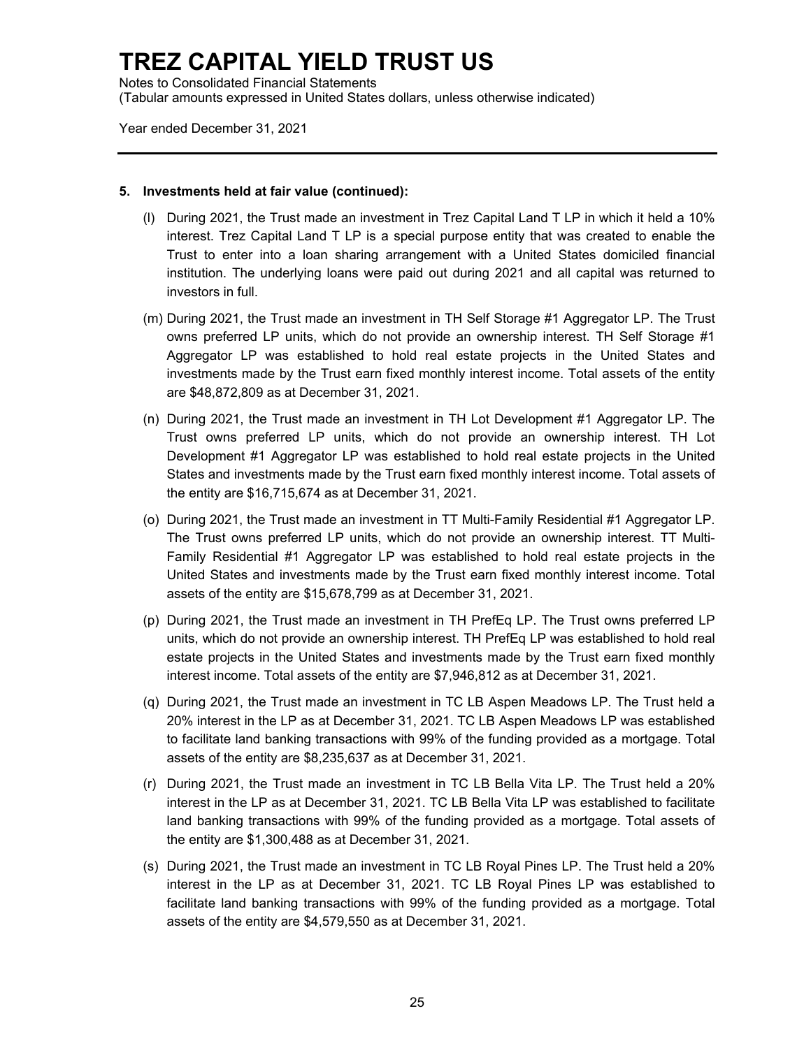# TREZ CAPITAL YIELD TRUST US

Notes to Consolidated Financial Statements
(Tabular amounts expressed in United States dollars, unless otherwise indicated)

Year ended December 31, 2021

**5. Investments held at fair value (continued):**

(l) During 2021, the Trust made an investment in Trez Capital Land T LP in which it held a 10% interest. Trez Capital Land T LP is a special purpose entity that was created to enable the Trust to enter into a loan sharing arrangement with a United States domiciled financial institution. The underlying loans were paid out during 2021 and all capital was returned to investors in full.

(m) During 2021, the Trust made an investment in TH Self Storage #1 Aggregator LP. The Trust owns preferred LP units, which do not provide an ownership interest. TH Self Storage #1 Aggregator LP was established to hold real estate projects in the United States and investments made by the Trust earn fixed monthly interest income. Total assets of the entity are $48,872,809 as at December 31, 2021.

(n) During 2021, the Trust made an investment in TH Lot Development #1 Aggregator LP. The Trust owns preferred LP units, which do not provide an ownership interest. TH Lot Development #1 Aggregator LP was established to hold real estate projects in the United States and investments made by the Trust earn fixed monthly interest income. Total assets of the entity are $16,715,674 as at December 31, 2021.

(o) During 2021, the Trust made an investment in TT Multi-Family Residential #1 Aggregator LP. The Trust owns preferred LP units, which do not provide an ownership interest. TT Multi-Family Residential #1 Aggregator LP was established to hold real estate projects in the United States and investments made by the Trust earn fixed monthly interest income. Total assets of the entity are $15,678,799 as at December 31, 2021.

(p) During 2021, the Trust made an investment in TH PrefEq LP. The Trust owns preferred LP units, which do not provide an ownership interest. TH PrefEq LP was established to hold real estate projects in the United States and investments made by the Trust earn fixed monthly interest income. Total assets of the entity are $7,946,812 as at December 31, 2021.

(q) During 2021, the Trust made an investment in TC LB Aspen Meadows LP. The Trust held a 20% interest in the LP as at December 31, 2021. TC LB Aspen Meadows LP was established to facilitate land banking transactions with 99% of the funding provided as a mortgage. Total assets of the entity are $8,235,637 as at December 31, 2021.

(r) During 2021, the Trust made an investment in TC LB Bella Vita LP. The Trust held a 20% interest in the LP as at December 31, 2021. TC LB Bella Vita LP was established to facilitate land banking transactions with 99% of the funding provided as a mortgage. Total assets of the entity are $1,300,488 as at December 31, 2021.

(s) During 2021, the Trust made an investment in TC LB Royal Pines LP. The Trust held a 20% interest in the LP as at December 31, 2021. TC LB Royal Pines LP was established to facilitate land banking transactions with 99% of the funding provided as a mortgage. Total assets of the entity are $4,579,550 as at December 31, 2021.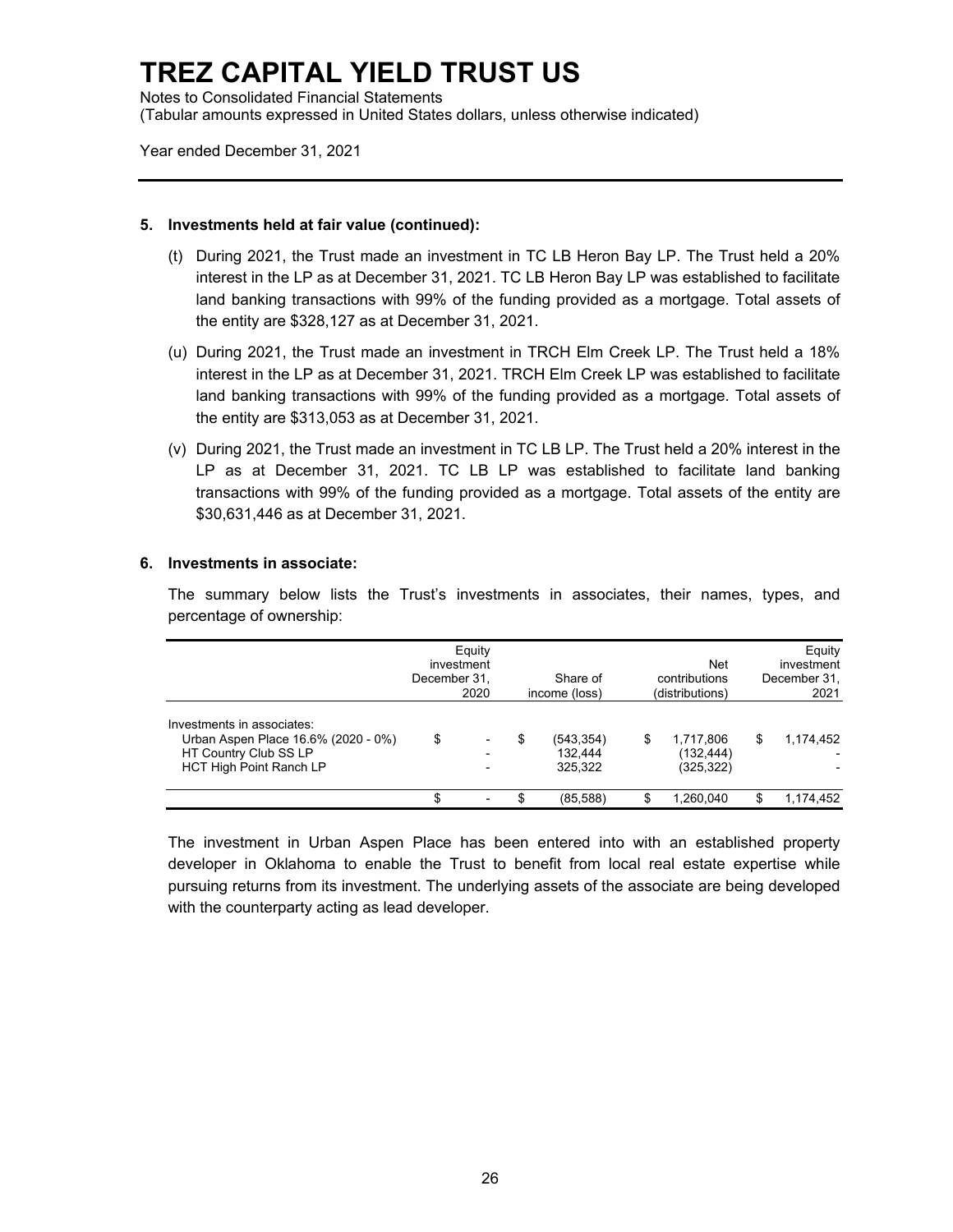# TREZ CAPITAL YIELD TRUST US

Notes to Consolidated Financial Statements
(Tabular amounts expressed in United States dollars, unless otherwise indicated)

Year ended December 31, 2021

**5. Investments held at fair value (continued):**

(t) During 2021, the Trust made an investment in TC LB Heron Bay LP. The Trust held a 20% interest in the LP as at December 31, 2021. TC LB Heron Bay LP was established to facilitate land banking transactions with 99% of the funding provided as a mortgage. Total assets of the entity are $328,127 as at December 31, 2021.

(u) During 2021, the Trust made an investment in TRCH Elm Creek LP. The Trust held a 18% interest in the LP as at December 31, 2021. TRCH Elm Creek LP was established to facilitate land banking transactions with 99% of the funding provided as a mortgage. Total assets of the entity are $313,053 as at December 31, 2021.

(v) During 2021, the Trust made an investment in TC LB LP. The Trust held a 20% interest in the LP as at December 31, 2021. TC LB LP was established to facilitate land banking transactions with 99% of the funding provided as a mortgage. Total assets of the entity are $30,631,446 as at December 31, 2021.

**6. Investments in associate:**

The summary below lists the Trust's investments in associates, their names, types, and percentage of ownership:

| | Equity investment December 31, 2020 | Share of income (loss) | Net contributions (distributions) | Equity investment December 31, 2021 |
|---|---|---|---|---|
| Investments in associates: | | | | |
| Urban Aspen Place 16.6% (2020 - 0%) | $ - | $ (543,354) | $ 1,717,806 | $ 1,174,452 |
| HT Country Club SS LP | - | 132,444 | (132,444) | - |
| HCT High Point Ranch LP | - | 325,322 | (325,322) | - |
| | $ - | $ (85,588) | $ 1,260,040 | $ 1,174,452 |

The investment in Urban Aspen Place has been entered into with an established property developer in Oklahoma to enable the Trust to benefit from local real estate expertise while pursuing returns from its investment. The underlying assets of the associate are being developed with the counterparty acting as lead developer.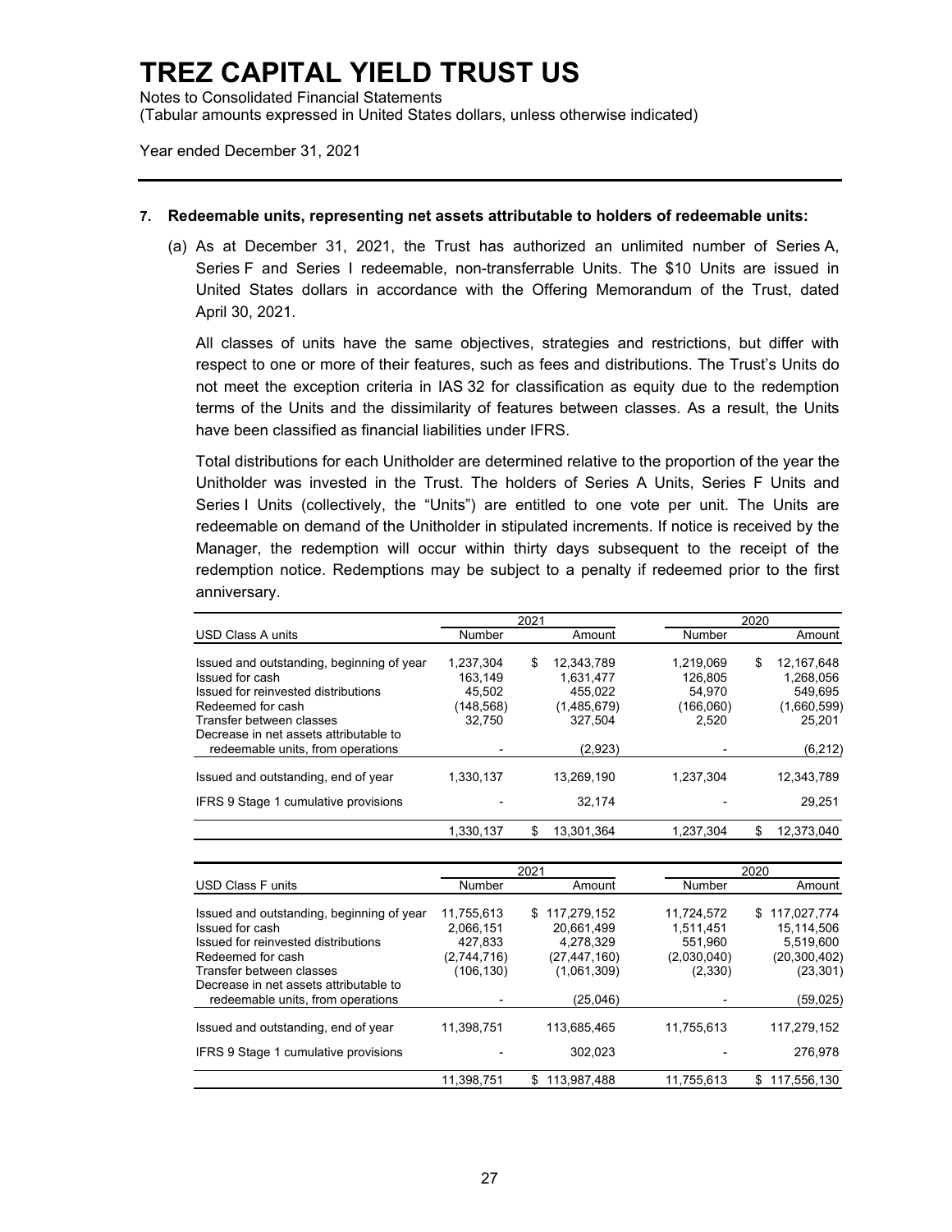# TREZ CAPITAL YIELD TRUST US

Notes to Consolidated Financial Statements
(Tabular amounts expressed in United States dollars, unless otherwise indicated)

Year ended December 31, 2021

**7. Redeemable units, representing net assets attributable to holders of redeemable units:**

(a) As at December 31, 2021, the Trust has authorized an unlimited number of Series A, Series F and Series I redeemable, non-transferrable Units. The $10 Units are issued in United States dollars in accordance with the Offering Memorandum of the Trust, dated April 30, 2021.

All classes of units have the same objectives, strategies and restrictions, but differ with respect to one or more of their features, such as fees and distributions. The Trust's Units do not meet the exception criteria in IAS 32 for classification as equity due to the redemption terms of the Units and the dissimilarity of features between classes. As a result, the Units have been classified as financial liabilities under IFRS.

Total distributions for each Unitholder are determined relative to the proportion of the year the Unitholder was invested in the Trust. The holders of Series A Units, Series F Units and Series I Units (collectively, the "Units") are entitled to one vote per unit. The Units are redeemable on demand of the Unitholder in stipulated increments. If notice is received by the Manager, the redemption will occur within thirty days subsequent to the receipt of the redemption notice. Redemptions may be subject to a penalty if redeemed prior to the first anniversary.

| | 2021 | | 2020 | |
|---|---|---|---|---|
| USD Class A units | Number | Amount | Number | Amount |
| Issued and outstanding, beginning of year | 1,237,304 | $ 12,343,789 | 1,219,069 | $ 12,167,648 |
| Issued for cash | 163,149 | 1,631,477 | 126,805 | 1,268,056 |
| Issued for reinvested distributions | 45,502 | 455,022 | 54,970 | 549,695 |
| Redeemed for cash | (148,568) | (1,485,679) | (166,060) | (1,660,599) |
| Transfer between classes | 32,750 | 327,504 | 2,520 | 25,201 |
| Decrease in net assets attributable to redeemable units, from operations | - | (2,923) | - | (6,212) |
| Issued and outstanding, end of year | 1,330,137 | 13,269,190 | 1,237,304 | 12,343,789 |
| IFRS 9 Stage 1 cumulative provisions | - | 32,174 | - | 29,251 |
| | 1,330,137 | $ 13,301,364 | 1,237,304 | $ 12,373,040 |

| | 2021 | | 2020 | |
|---|---|---|---|---|
| USD Class F units | Number | Amount | Number | Amount |
| Issued and outstanding, beginning of year | 11,755,613 | $ 117,279,152 | 11,724,572 | $ 117,027,774 |
| Issued for cash | 2,066,151 | 20,661,499 | 1,511,451 | 15,114,506 |
| Issued for reinvested distributions | 427,833 | 4,278,329 | 551,960 | 5,519,600 |
| Redeemed for cash | (2,744,716) | (27,447,160) | (2,030,040) | (20,300,402) |
| Transfer between classes | (106,130) | (1,061,309) | (2,330) | (23,301) |
| Decrease in net assets attributable to redeemable units, from operations | - | (25,046) | - | (59,025) |
| Issued and outstanding, end of year | 11,398,751 | 113,685,465 | 11,755,613 | 117,279,152 |
| IFRS 9 Stage 1 cumulative provisions | - | 302,023 | - | 276,978 |
| | 11,398,751 | $ 113,987,488 | 11,755,613 | $ 117,556,130 |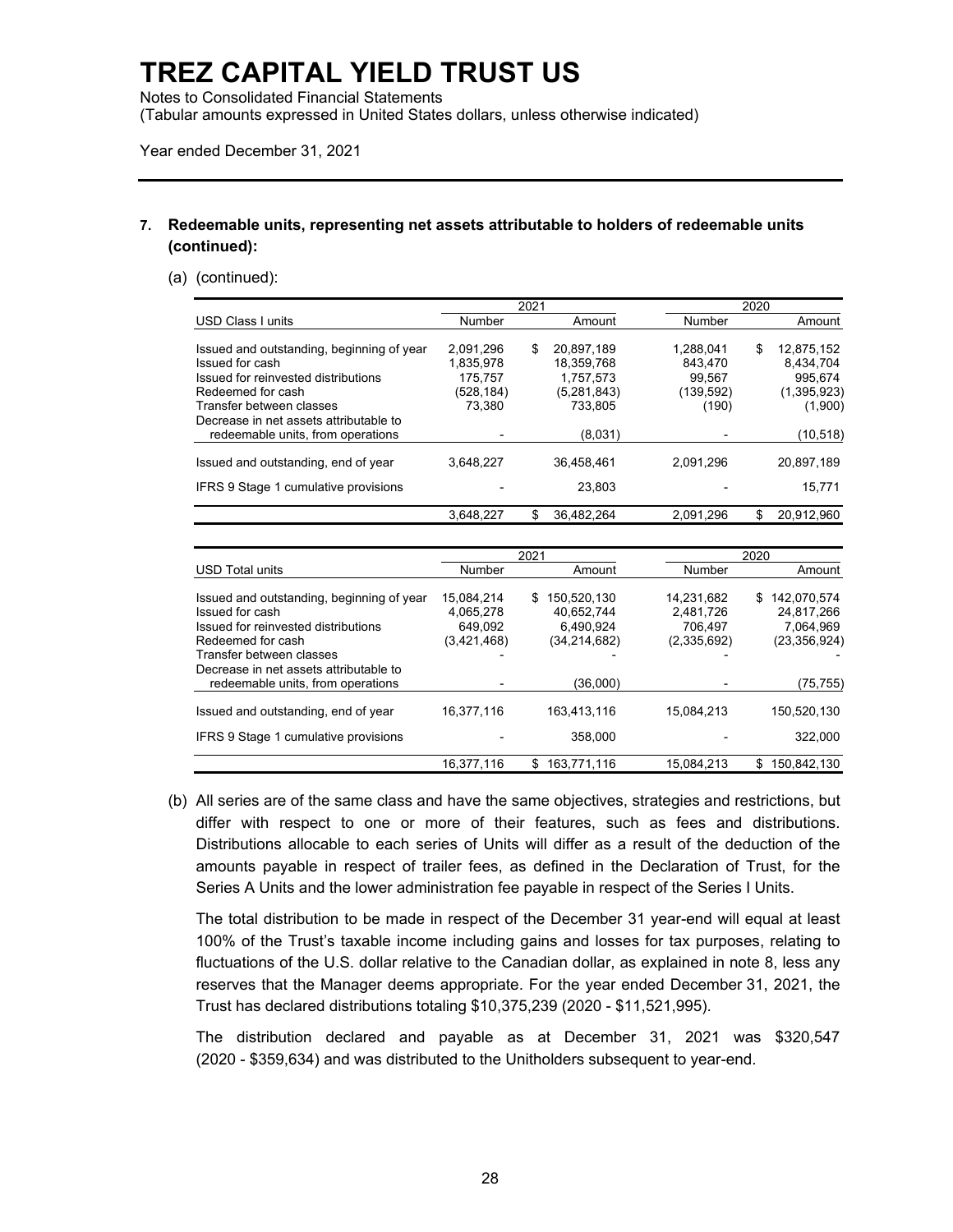# TREZ CAPITAL YIELD TRUST US

Notes to Consolidated Financial Statements
(Tabular amounts expressed in United States dollars, unless otherwise indicated)

Year ended December 31, 2021

## 7. Redeemable units, representing net assets attributable to holders of redeemable units (continued):

(a) (continued):

| | 2021 | | 2020 | |
|---|---|---|---|---|
| USD Class I units | Number | Amount | Number | Amount |
| Issued and outstanding, beginning of year | 2,091,296 | $ 20,897,189 | 1,288,041 | $ 12,875,152 |
| Issued for cash | 1,835,978 | 18,359,768 | 843,470 | 8,434,704 |
| Issued for reinvested distributions | 175,757 | 1,757,573 | 99,567 | 995,674 |
| Redeemed for cash | (528,184) | (5,281,843) | (139,592) | (1,395,923) |
| Transfer between classes | 73,380 | 733,805 | (190) | (1,900) |
| Decrease in net assets attributable to redeemable units, from operations | - | (8,031) | - | (10,518) |
| Issued and outstanding, end of year | 3,648,227 | 36,458,461 | 2,091,296 | 20,897,189 |
| IFRS 9 Stage 1 cumulative provisions | - | 23,803 | - | 15,771 |
| | 3,648,227 | $ 36,482,264 | 2,091,296 | $ 20,912,960 |

| | 2021 | | 2020 | |
|---|---|---|---|---|
| USD Total units | Number | Amount | Number | Amount |
| Issued and outstanding, beginning of year | 15,084,214 | $ 150,520,130 | 14,231,682 | $ 142,070,574 |
| Issued for cash | 4,065,278 | 40,652,744 | 2,481,726 | 24,817,266 |
| Issued for reinvested distributions | 649,092 | 6,490,924 | 706,497 | 7,064,969 |
| Redeemed for cash | (3,421,468) | (34,214,682) | (2,335,692) | (23,356,924) |
| Transfer between classes | - | - | - | - |
| Decrease in net assets attributable to redeemable units, from operations | - | (36,000) | - | (75,755) |
| Issued and outstanding, end of year | 16,377,116 | 163,413,116 | 15,084,213 | 150,520,130 |
| IFRS 9 Stage 1 cumulative provisions | - | 358,000 | - | 322,000 |
| | 16,377,116 | $ 163,771,116 | 15,084,213 | $ 150,842,130 |

(b) All series are of the same class and have the same objectives, strategies and restrictions, but differ with respect to one or more of their features, such as fees and distributions. Distributions allocable to each series of Units will differ as a result of the deduction of the amounts payable in respect of trailer fees, as defined in the Declaration of Trust, for the Series A Units and the lower administration fee payable in respect of the Series I Units.

The total distribution to be made in respect of the December 31 year-end will equal at least 100% of the Trust's taxable income including gains and losses for tax purposes, relating to fluctuations of the U.S. dollar relative to the Canadian dollar, as explained in note 8, less any reserves that the Manager deems appropriate. For the year ended December 31, 2021, the Trust has declared distributions totaling $10,375,239 (2020 - $11,521,995).

The distribution declared and payable as at December 31, 2021 was $320,547 (2020 - $359,634) and was distributed to the Unitholders subsequent to year-end.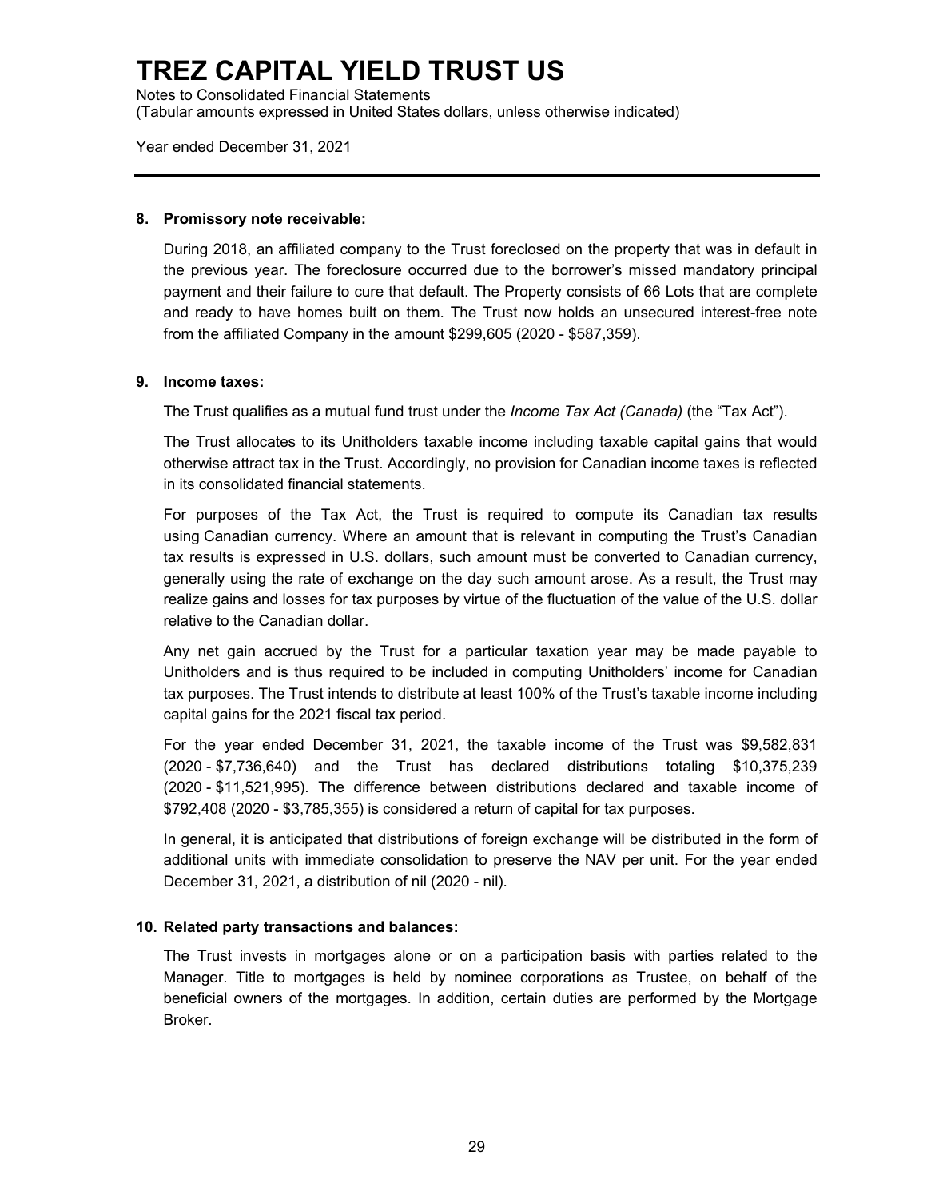# TREZ CAPITAL YIELD TRUST US

Notes to Consolidated Financial Statements
(Tabular amounts expressed in United States dollars, unless otherwise indicated)

Year ended December 31, 2021

**8. Promissory note receivable:**

During 2018, an affiliated company to the Trust foreclosed on the property that was in default in the previous year. The foreclosure occurred due to the borrower's missed mandatory principal payment and their failure to cure that default. The Property consists of 66 Lots that are complete and ready to have homes built on them. The Trust now holds an unsecured interest-free note from the affiliated Company in the amount $299,605 (2020 - $587,359).

**9. Income taxes:**

The Trust qualifies as a mutual fund trust under the *Income Tax Act (Canada)* (the "Tax Act").

The Trust allocates to its Unitholders taxable income including taxable capital gains that would otherwise attract tax in the Trust. Accordingly, no provision for Canadian income taxes is reflected in its consolidated financial statements.

For purposes of the Tax Act, the Trust is required to compute its Canadian tax results using Canadian currency. Where an amount that is relevant in computing the Trust's Canadian tax results is expressed in U.S. dollars, such amount must be converted to Canadian currency, generally using the rate of exchange on the day such amount arose. As a result, the Trust may realize gains and losses for tax purposes by virtue of the fluctuation of the value of the U.S. dollar relative to the Canadian dollar.

Any net gain accrued by the Trust for a particular taxation year may be made payable to Unitholders and is thus required to be included in computing Unitholders' income for Canadian tax purposes. The Trust intends to distribute at least 100% of the Trust's taxable income including capital gains for the 2021 fiscal tax period.

For the year ended December 31, 2021, the taxable income of the Trust was $9,582,831 (2020 - $7,736,640) and the Trust has declared distributions totaling $10,375,239 (2020 - $11,521,995). The difference between distributions declared and taxable income of $792,408 (2020 - $3,785,355) is considered a return of capital for tax purposes.

In general, it is anticipated that distributions of foreign exchange will be distributed in the form of additional units with immediate consolidation to preserve the NAV per unit. For the year ended December 31, 2021, a distribution of nil (2020 - nil).

**10. Related party transactions and balances:**

The Trust invests in mortgages alone or on a participation basis with parties related to the Manager. Title to mortgages is held by nominee corporations as Trustee, on behalf of the beneficial owners of the mortgages. In addition, certain duties are performed by the Mortgage Broker.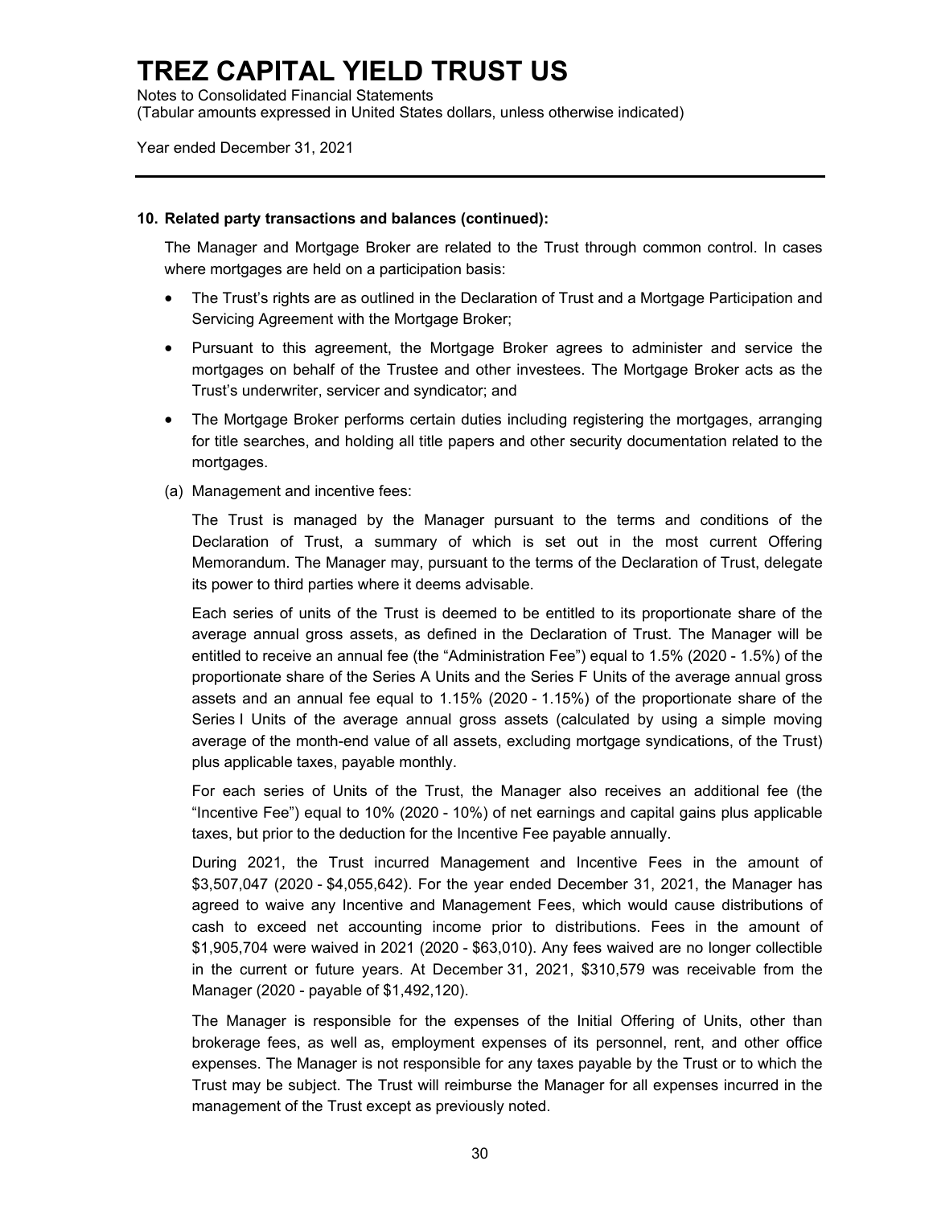#### 10. Related party transactions and balances (continued):

The Manager and Mortgage Broker are related to the Trust through common control. In cases where mortgages are held on a participation basis:

- The Trust's rights are as outlined in the Declaration of Trust and a Mortgage Participation and Servicing Agreement with the Mortgage Broker;
- Pursuant to this agreement, the Mortgage Broker agrees to administer and service the mortgages on behalf of the Trustee and other investees. The Mortgage Broker acts as the Trust's underwriter, servicer and syndicator; and
- The Mortgage Broker performs certain duties including registering the mortgages, arranging for title searches, and holding all title papers and other security documentation related to the mortgages.

(a) Management and incentive fees:

The Trust is managed by the Manager pursuant to the terms and conditions of the Declaration of Trust, a summary of which is set out in the most current Offering Memorandum. The Manager may, pursuant to the terms of the Declaration of Trust, delegate its power to third parties where it deems advisable.

Each series of units of the Trust is deemed to be entitled to its proportionate share of the average annual gross assets, as defined in the Declaration of Trust. The Manager will be entitled to receive an annual fee (the "Administration Fee") equal to 1.5% (2020 - 1.5%) of the proportionate share of the Series A Units and the Series F Units of the average annual gross assets and an annual fee equal to 1.15% (2020 - 1.15%) of the proportionate share of the Series I Units of the average annual gross assets (calculated by using a simple moving average of the month-end value of all assets, excluding mortgage syndications, of the Trust) plus applicable taxes, payable monthly.

For each series of Units of the Trust, the Manager also receives an additional fee (the "Incentive Fee") equal to 10% (2020 - 10%) of net earnings and capital gains plus applicable taxes, but prior to the deduction for the Incentive Fee payable annually.

During 2021, the Trust incurred Management and Incentive Fees in the amount of $3,507,047 (2020 - $4,055,642). For the year ended December 31, 2021, the Manager has agreed to waive any Incentive and Management Fees, which would cause distributions of cash to exceed net accounting income prior to distributions. Fees in the amount of $1,905,704 were waived in 2021 (2020 - $63,010). Any fees waived are no longer collectible in the current or future years. At December 31, 2021, $310,579 was receivable from the Manager (2020 - payable of $1,492,120).

The Manager is responsible for the expenses of the Initial Offering of Units, other than brokerage fees, as well as, employment expenses of its personnel, rent, and other office expenses. The Manager is not responsible for any taxes payable by the Trust or to which the Trust may be subject. The Trust will reimburse the Manager for all expenses incurred in the management of the Trust except as previously noted.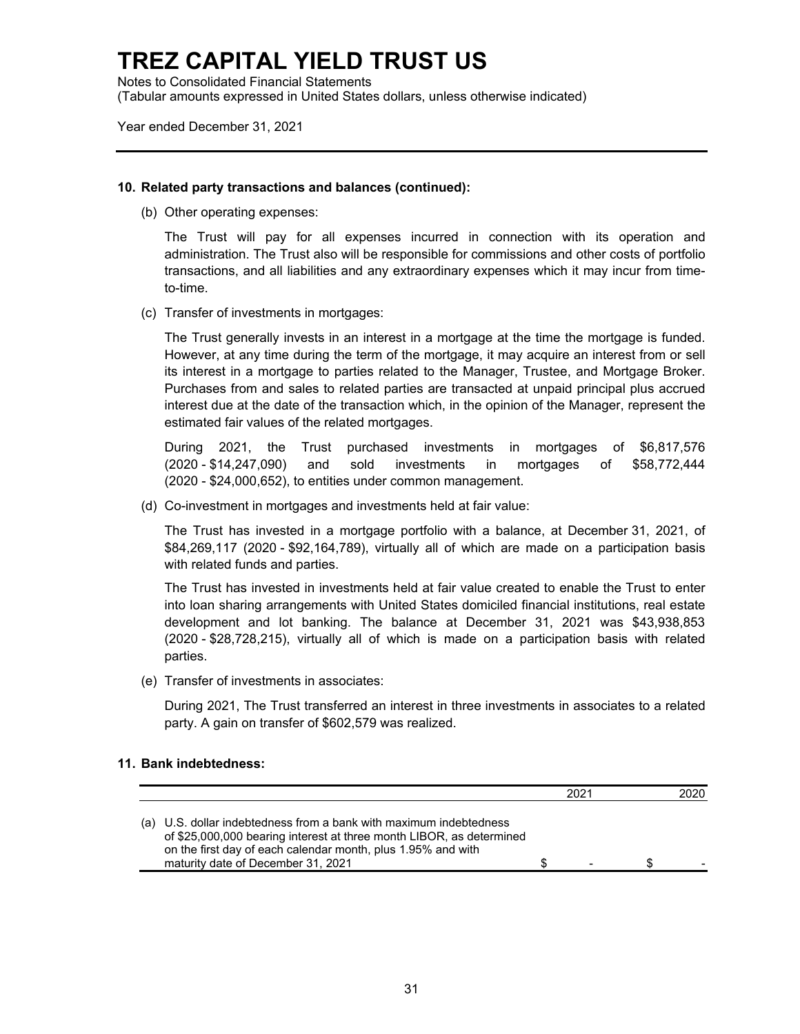# TREZ CAPITAL YIELD TRUST US

Notes to Consolidated Financial Statements
(Tabular amounts expressed in United States dollars, unless otherwise indicated)

Year ended December 31, 2021

### 10. Related party transactions and balances (continued):

(b) Other operating expenses:

The Trust will pay for all expenses incurred in connection with its operation and administration. The Trust also will be responsible for commissions and other costs of portfolio transactions, and all liabilities and any extraordinary expenses which it may incur from time-to-time.

(c) Transfer of investments in mortgages:

The Trust generally invests in an interest in a mortgage at the time the mortgage is funded. However, at any time during the term of the mortgage, it may acquire an interest from or sell its interest in a mortgage to parties related to the Manager, Trustee, and Mortgage Broker. Purchases from and sales to related parties are transacted at unpaid principal plus accrued interest due at the date of the transaction which, in the opinion of the Manager, represent the estimated fair values of the related mortgages.

During 2021, the Trust purchased investments in mortgages of $6,817,576 (2020 - $14,247,090) and sold investments in mortgages of $58,772,444 (2020 - $24,000,652), to entities under common management.

(d) Co-investment in mortgages and investments held at fair value:

The Trust has invested in a mortgage portfolio with a balance, at December 31, 2021, of $84,269,117 (2020 - $92,164,789), virtually all of which are made on a participation basis with related funds and parties.

The Trust has invested in investments held at fair value created to enable the Trust to enter into loan sharing arrangements with United States domiciled financial institutions, real estate development and lot banking. The balance at December 31, 2021 was $43,938,853 (2020 - $28,728,215), virtually all of which is made on a participation basis with related parties.

(e) Transfer of investments in associates:

During 2021, The Trust transferred an interest in three investments in associates to a related party. A gain on transfer of $602,579 was realized.

### 11. Bank indebtedness:

| | 2021 | 2020 |
|---|---|---|
| (a) U.S. dollar indebtedness from a bank with maximum indebtedness of $25,000,000 bearing interest at three month LIBOR, as determined on the first day of each calendar month, plus 1.95% and with maturity date of December 31, 2021 | $ - | $ - |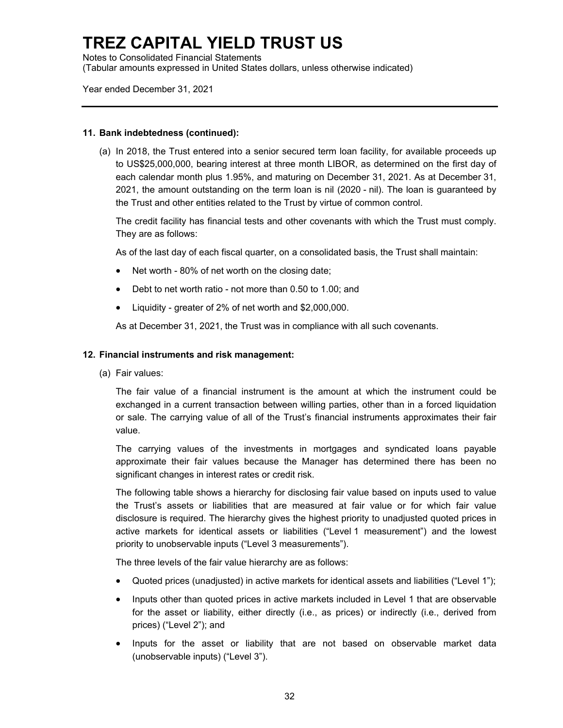**11. Bank indebtedness (continued):**

(a) In 2018, the Trust entered into a senior secured term loan facility, for available proceeds up to US$25,000,000, bearing interest at three month LIBOR, as determined on the first day of each calendar month plus 1.95%, and maturing on December 31, 2021. As at December 31, 2021, the amount outstanding on the term loan is nil (2020 - nil). The loan is guaranteed by the Trust and other entities related to the Trust by virtue of common control.

The credit facility has financial tests and other covenants with which the Trust must comply. They are as follows:

As of the last day of each fiscal quarter, on a consolidated basis, the Trust shall maintain:

- Net worth - 80% of net worth on the closing date;
- Debt to net worth ratio - not more than 0.50 to 1.00; and
- Liquidity - greater of 2% of net worth and $2,000,000.

As at December 31, 2021, the Trust was in compliance with all such covenants.

**12. Financial instruments and risk management:**

(a) Fair values:

The fair value of a financial instrument is the amount at which the instrument could be exchanged in a current transaction between willing parties, other than in a forced liquidation or sale. The carrying value of all of the Trust's financial instruments approximates their fair value.

The carrying values of the investments in mortgages and syndicated loans payable approximate their fair values because the Manager has determined there has been no significant changes in interest rates or credit risk.

The following table shows a hierarchy for disclosing fair value based on inputs used to value the Trust's assets or liabilities that are measured at fair value or for which fair value disclosure is required. The hierarchy gives the highest priority to unadjusted quoted prices in active markets for identical assets or liabilities ("Level 1 measurement") and the lowest priority to unobservable inputs ("Level 3 measurements").

The three levels of the fair value hierarchy are as follows:

- Quoted prices (unadjusted) in active markets for identical assets and liabilities ("Level 1");
- Inputs other than quoted prices in active markets included in Level 1 that are observable for the asset or liability, either directly (i.e., as prices) or indirectly (i.e., derived from prices) ("Level 2"); and
- Inputs for the asset or liability that are not based on observable market data (unobservable inputs) ("Level 3").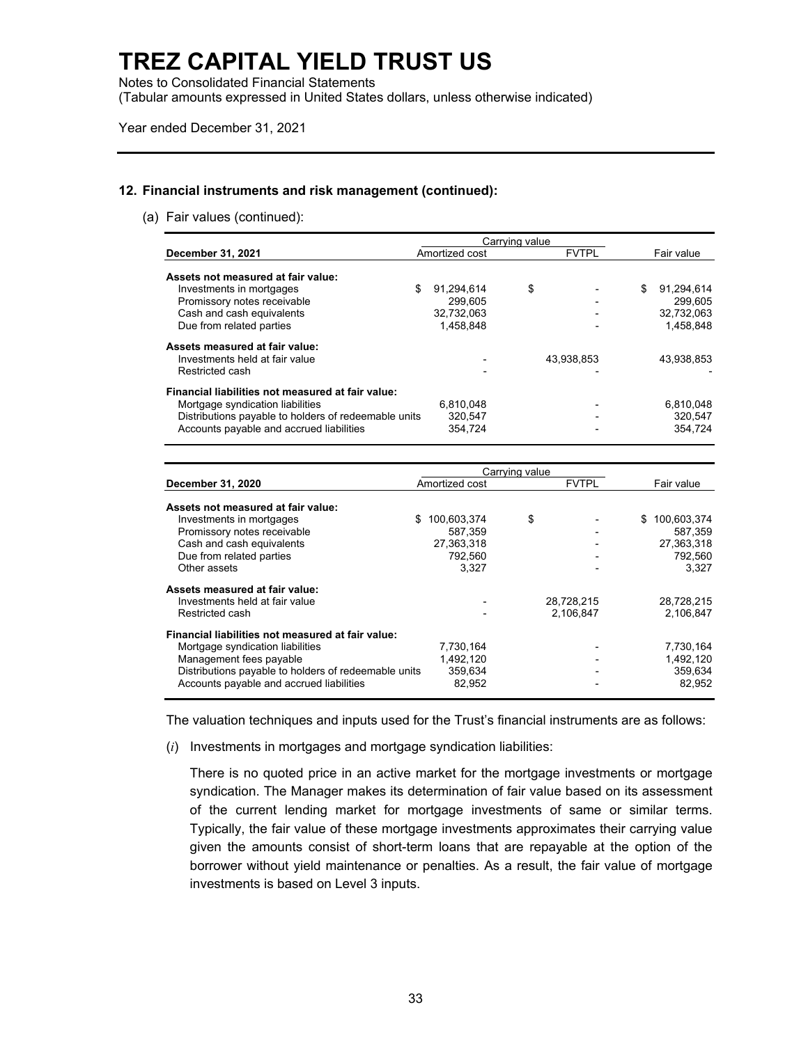# TREZ CAPITAL YIELD TRUST US

Notes to Consolidated Financial Statements
(Tabular amounts expressed in United States dollars, unless otherwise indicated)

Year ended December 31, 2021

## 12. Financial instruments and risk management (continued):

(a) Fair values (continued):

| | Carrying value | | |
|---|---|---|---|
| **December 31, 2021** | Amortized cost | FVTPL | Fair value |
| **Assets not measured at fair value:** | | | |
| Investments in mortgages | $ 91,294,614 | $ - | $ 91,294,614 |
| Promissory notes receivable | 299,605 | - | 299,605 |
| Cash and cash equivalents | 32,732,063 | - | 32,732,063 |
| Due from related parties | 1,458,848 | - | 1,458,848 |
| **Assets measured at fair value:** | | | |
| Investments held at fair value | - | 43,938,853 | 43,938,853 |
| Restricted cash | - | - | - |
| **Financial liabilities not measured at fair value:** | | | |
| Mortgage syndication liabilities | 6,810,048 | - | 6,810,048 |
| Distributions payable to holders of redeemable units | 320,547 | - | 320,547 |
| Accounts payable and accrued liabilities | 354,724 | - | 354,724 |

| | Carrying value | | |
|---|---|---|---|
| **December 31, 2020** | Amortized cost | FVTPL | Fair value |
| **Assets not measured at fair value:** | | | |
| Investments in mortgages | $ 100,603,374 | $ - | $ 100,603,374 |
| Promissory notes receivable | 587,359 | - | 587,359 |
| Cash and cash equivalents | 27,363,318 | - | 27,363,318 |
| Due from related parties | 792,560 | - | 792,560 |
| Other assets | 3,327 | - | 3,327 |
| **Assets measured at fair value:** | | | |
| Investments held at fair value | - | 28,728,215 | 28,728,215 |
| Restricted cash | - | 2,106,847 | 2,106,847 |
| **Financial liabilities not measured at fair value:** | | | |
| Mortgage syndication liabilities | 7,730,164 | - | 7,730,164 |
| Management fees payable | 1,492,120 | - | 1,492,120 |
| Distributions payable to holders of redeemable units | 359,634 | - | 359,634 |
| Accounts payable and accrued liabilities | 82,952 | - | 82,952 |

The valuation techniques and inputs used for the Trust's financial instruments are as follows:

(*i*) Investments in mortgages and mortgage syndication liabilities:

There is no quoted price in an active market for the mortgage investments or mortgage syndication. The Manager makes its determination of fair value based on its assessment of the current lending market for mortgage investments of same or similar terms. Typically, the fair value of these mortgage investments approximates their carrying value given the amounts consist of short-term loans that are repayable at the option of the borrower without yield maintenance or penalties. As a result, the fair value of mortgage investments is based on Level 3 inputs.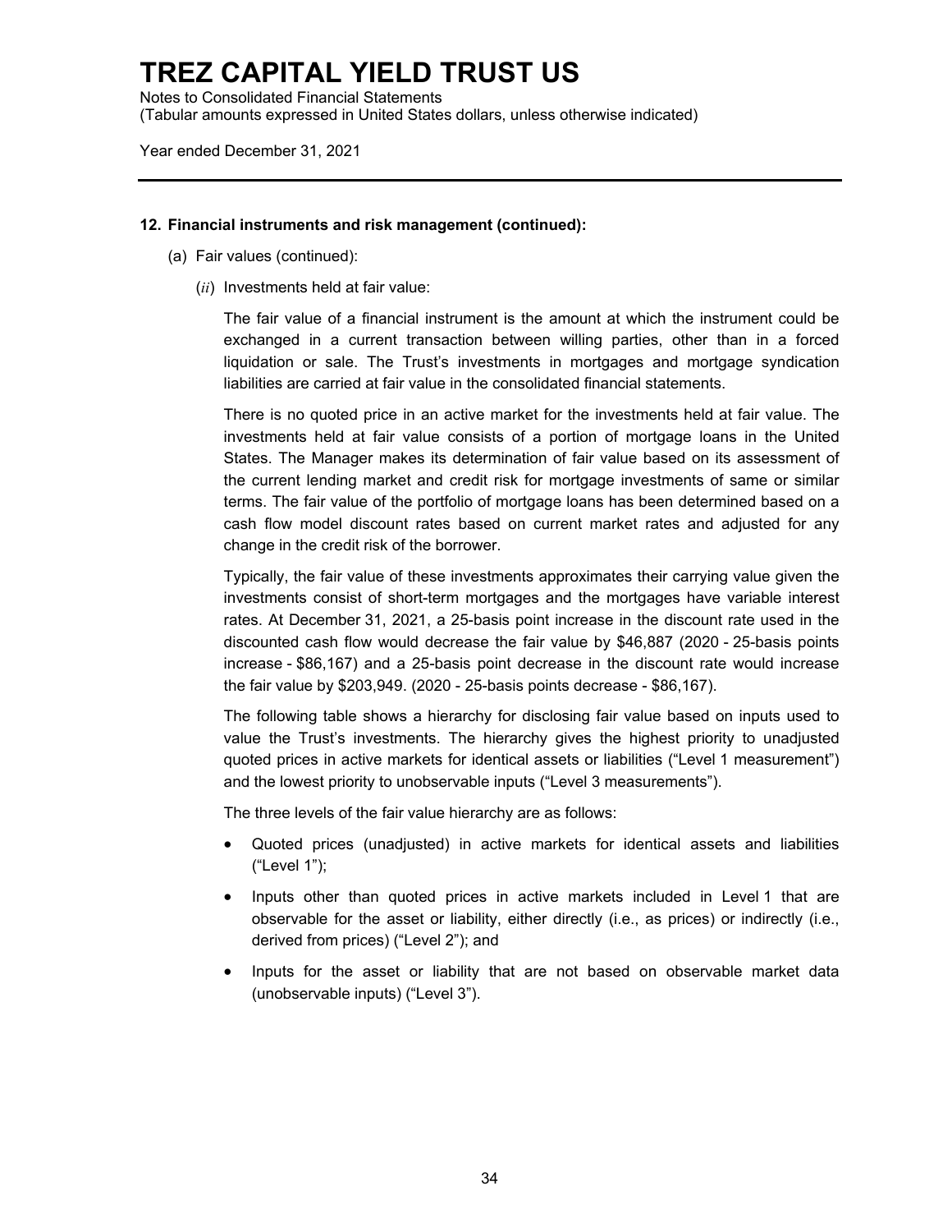# TREZ CAPITAL YIELD TRUST US

Notes to Consolidated Financial Statements
(Tabular amounts expressed in United States dollars, unless otherwise indicated)

Year ended December 31, 2021

---

**12. Financial instruments and risk management (continued):**

(a) Fair values (continued):

(*ii*) Investments held at fair value:

The fair value of a financial instrument is the amount at which the instrument could be exchanged in a current transaction between willing parties, other than in a forced liquidation or sale. The Trust's investments in mortgages and mortgage syndication liabilities are carried at fair value in the consolidated financial statements.

There is no quoted price in an active market for the investments held at fair value. The investments held at fair value consists of a portion of mortgage loans in the United States. The Manager makes its determination of fair value based on its assessment of the current lending market and credit risk for mortgage investments of same or similar terms. The fair value of the portfolio of mortgage loans has been determined based on a cash flow model discount rates based on current market rates and adjusted for any change in the credit risk of the borrower.

Typically, the fair value of these investments approximates their carrying value given the investments consist of short-term mortgages and the mortgages have variable interest rates. At December 31, 2021, a 25-basis point increase in the discount rate used in the discounted cash flow would decrease the fair value by $46,887 (2020 - 25-basis points increase - $86,167) and a 25-basis point decrease in the discount rate would increase the fair value by $203,949. (2020 - 25-basis points decrease - $86,167).

The following table shows a hierarchy for disclosing fair value based on inputs used to value the Trust's investments. The hierarchy gives the highest priority to unadjusted quoted prices in active markets for identical assets or liabilities ("Level 1 measurement") and the lowest priority to unobservable inputs ("Level 3 measurements").

The three levels of the fair value hierarchy are as follows:

- Quoted prices (unadjusted) in active markets for identical assets and liabilities ("Level 1");
- Inputs other than quoted prices in active markets included in Level 1 that are observable for the asset or liability, either directly (i.e., as prices) or indirectly (i.e., derived from prices) ("Level 2"); and
- Inputs for the asset or liability that are not based on observable market data (unobservable inputs) ("Level 3").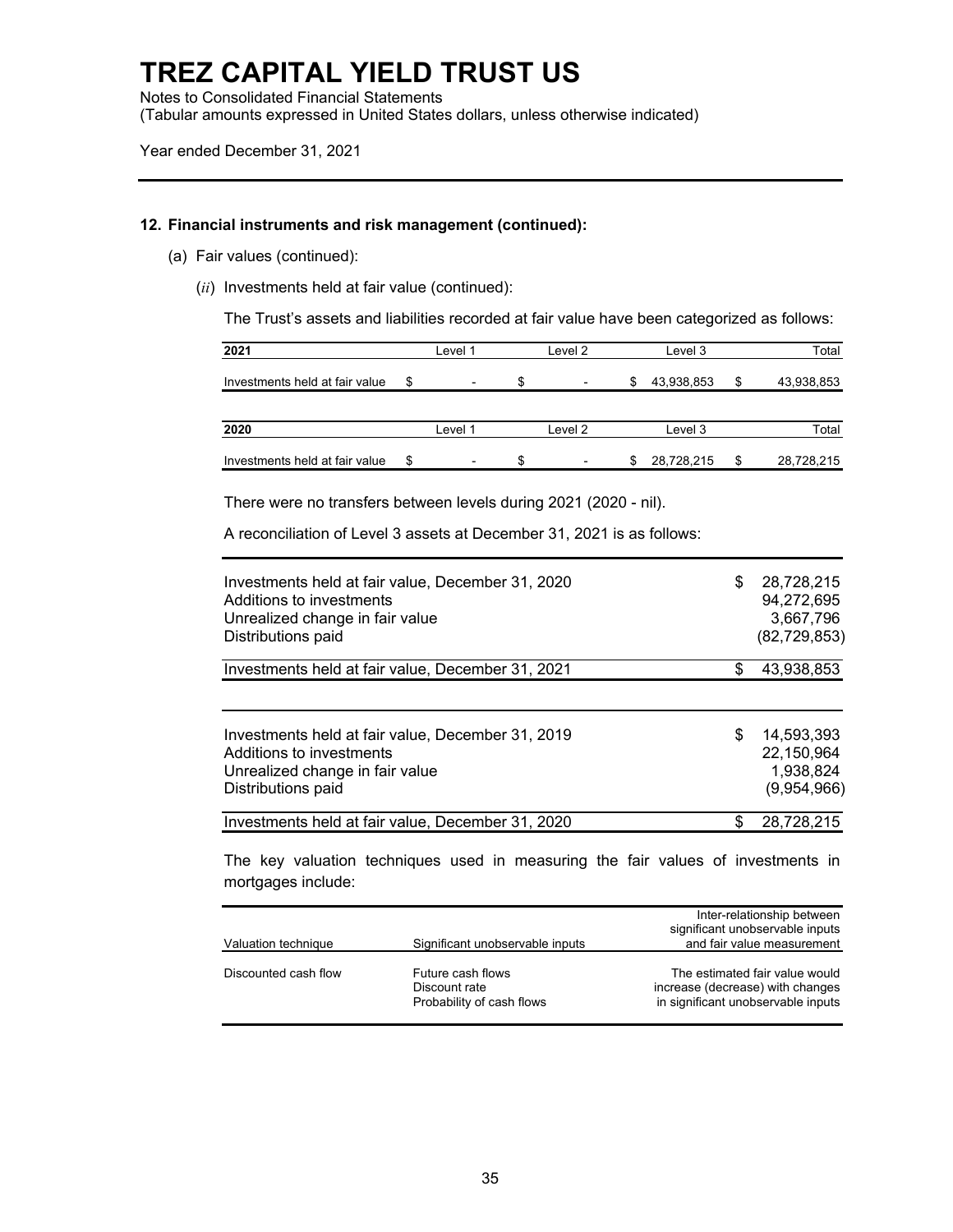# TREZ CAPITAL YIELD TRUST US

Notes to Consolidated Financial Statements
(Tabular amounts expressed in United States dollars, unless otherwise indicated)

Year ended December 31, 2021

### 12. Financial instruments and risk management (continued):

(a) Fair values (continued):

(*ii*) Investments held at fair value (continued):

The Trust's assets and liabilities recorded at fair value have been categorized as follows:

| 2021 | Level 1 | Level 2 | Level 3 | Total |
|---|---|---|---|---|
| Investments held at fair value | $ - | $ - | $ 43,938,853 | $ 43,938,853 |

| 2020 | Level 1 | Level 2 | Level 3 | Total |
|---|---|---|---|---|
| Investments held at fair value | $ - | $ - | $ 28,728,215 | $ 28,728,215 |

There were no transfers between levels during 2021 (2020 - nil).

A reconciliation of Level 3 assets at December 31, 2021 is as follows:

| | |
|---|---|
| Investments held at fair value, December 31, 2020 | $ 28,728,215 |
| Additions to investments | 94,272,695 |
| Unrealized change in fair value | 3,667,796 |
| Distributions paid | (82,729,853) |
| Investments held at fair value, December 31, 2021 | $ 43,938,853 |

| | |
|---|---|
| Investments held at fair value, December 31, 2019 | $ 14,593,393 |
| Additions to investments | 22,150,964 |
| Unrealized change in fair value | 1,938,824 |
| Distributions paid | (9,954,966) |
| Investments held at fair value, December 31, 2020 | $ 28,728,215 |

The key valuation techniques used in measuring the fair values of investments in mortgages include:

| Valuation technique | Significant unobservable inputs | Inter-relationship between significant unobservable inputs and fair value measurement |
|---|---|---|
| Discounted cash flow | Future cash flows<br>Discount rate<br>Probability of cash flows | The estimated fair value would increase (decrease) with changes in significant unobservable inputs |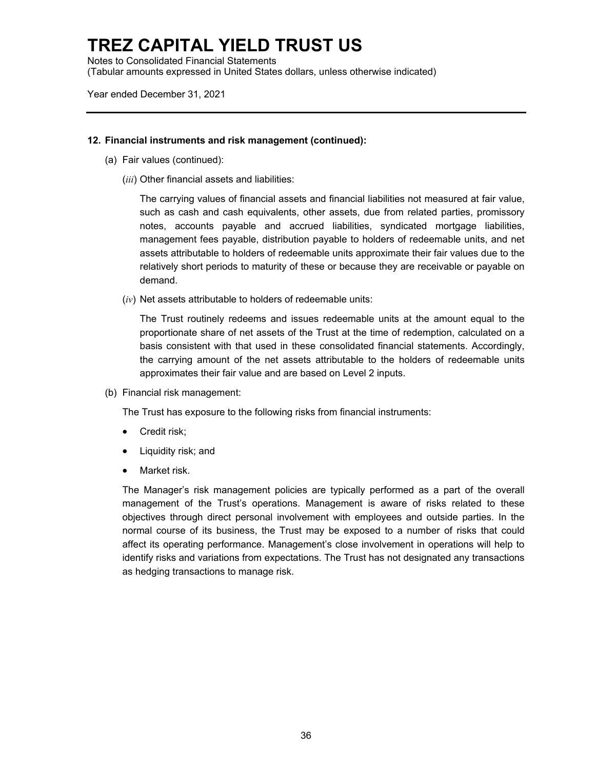### 12. Financial instruments and risk management (continued):

(a) Fair values (continued):

(*iii*) Other financial assets and liabilities:

The carrying values of financial assets and financial liabilities not measured at fair value, such as cash and cash equivalents, other assets, due from related parties, promissory notes, accounts payable and accrued liabilities, syndicated mortgage liabilities, management fees payable, distribution payable to holders of redeemable units, and net assets attributable to holders of redeemable units approximate their fair values due to the relatively short periods to maturity of these or because they are receivable or payable on demand.

(*iv*) Net assets attributable to holders of redeemable units:

The Trust routinely redeems and issues redeemable units at the amount equal to the proportionate share of net assets of the Trust at the time of redemption, calculated on a basis consistent with that used in these consolidated financial statements. Accordingly, the carrying amount of the net assets attributable to the holders of redeemable units approximates their fair value and are based on Level 2 inputs.

(b) Financial risk management:

The Trust has exposure to the following risks from financial instruments:

- Credit risk;
- Liquidity risk; and
- Market risk.

The Manager's risk management policies are typically performed as a part of the overall management of the Trust's operations. Management is aware of risks related to these objectives through direct personal involvement with employees and outside parties. In the normal course of its business, the Trust may be exposed to a number of risks that could affect its operating performance. Management's close involvement in operations will help to identify risks and variations from expectations. The Trust has not designated any transactions as hedging transactions to manage risk.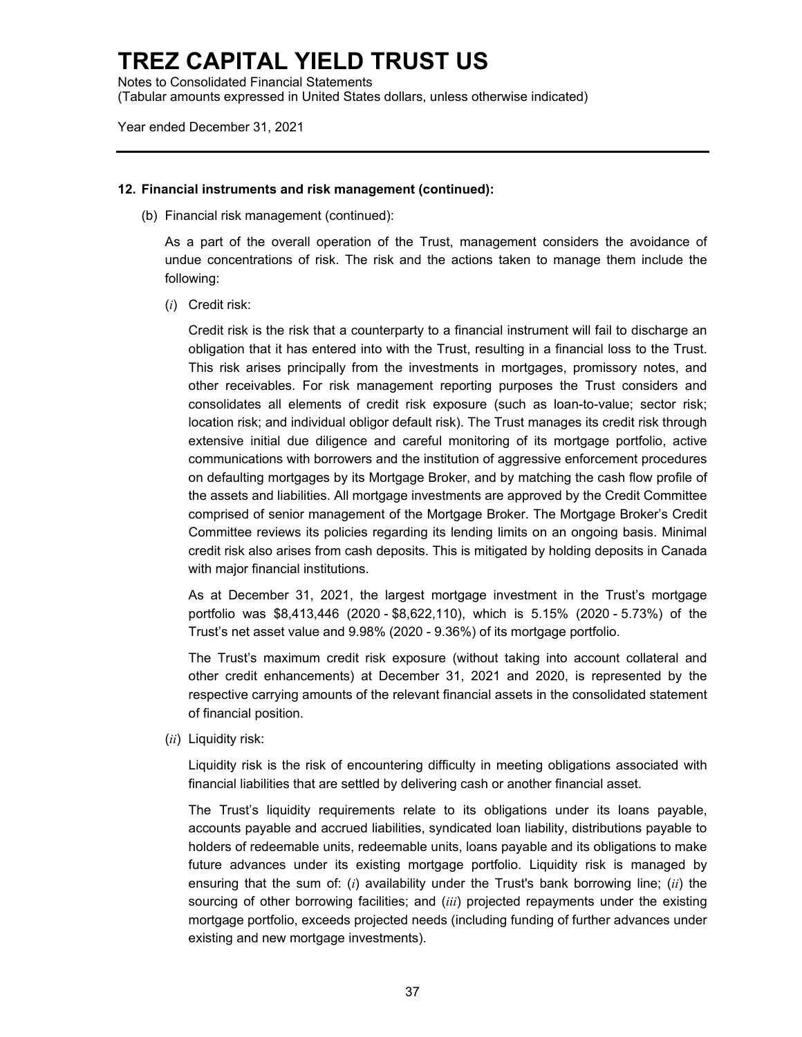## 12. Financial instruments and risk management (continued):

(b) Financial risk management (continued):

As a part of the overall operation of the Trust, management considers the avoidance of undue concentrations of risk. The risk and the actions taken to manage them include the following:

(*i*) Credit risk:

Credit risk is the risk that a counterparty to a financial instrument will fail to discharge an obligation that it has entered into with the Trust, resulting in a financial loss to the Trust. This risk arises principally from the investments in mortgages, promissory notes, and other receivables. For risk management reporting purposes the Trust considers and consolidates all elements of credit risk exposure (such as loan-to-value; sector risk; location risk; and individual obligor default risk). The Trust manages its credit risk through extensive initial due diligence and careful monitoring of its mortgage portfolio, active communications with borrowers and the institution of aggressive enforcement procedures on defaulting mortgages by its Mortgage Broker, and by matching the cash flow profile of the assets and liabilities. All mortgage investments are approved by the Credit Committee comprised of senior management of the Mortgage Broker. The Mortgage Broker's Credit Committee reviews its policies regarding its lending limits on an ongoing basis. Minimal credit risk also arises from cash deposits. This is mitigated by holding deposits in Canada with major financial institutions.

As at December 31, 2021, the largest mortgage investment in the Trust's mortgage portfolio was $8,413,446 (2020 - $8,622,110), which is 5.15% (2020 - 5.73%) of the Trust's net asset value and 9.98% (2020 - 9.36%) of its mortgage portfolio.

The Trust's maximum credit risk exposure (without taking into account collateral and other credit enhancements) at December 31, 2021 and 2020, is represented by the respective carrying amounts of the relevant financial assets in the consolidated statement of financial position.

(*ii*) Liquidity risk:

Liquidity risk is the risk of encountering difficulty in meeting obligations associated with financial liabilities that are settled by delivering cash or another financial asset.

The Trust's liquidity requirements relate to its obligations under its loans payable, accounts payable and accrued liabilities, syndicated loan liability, distributions payable to holders of redeemable units, redeemable units, loans payable and its obligations to make future advances under its existing mortgage portfolio. Liquidity risk is managed by ensuring that the sum of: (*i*) availability under the Trust's bank borrowing line; (*ii*) the sourcing of other borrowing facilities; and (*iii*) projected repayments under the existing mortgage portfolio, exceeds projected needs (including funding of further advances under existing and new mortgage investments).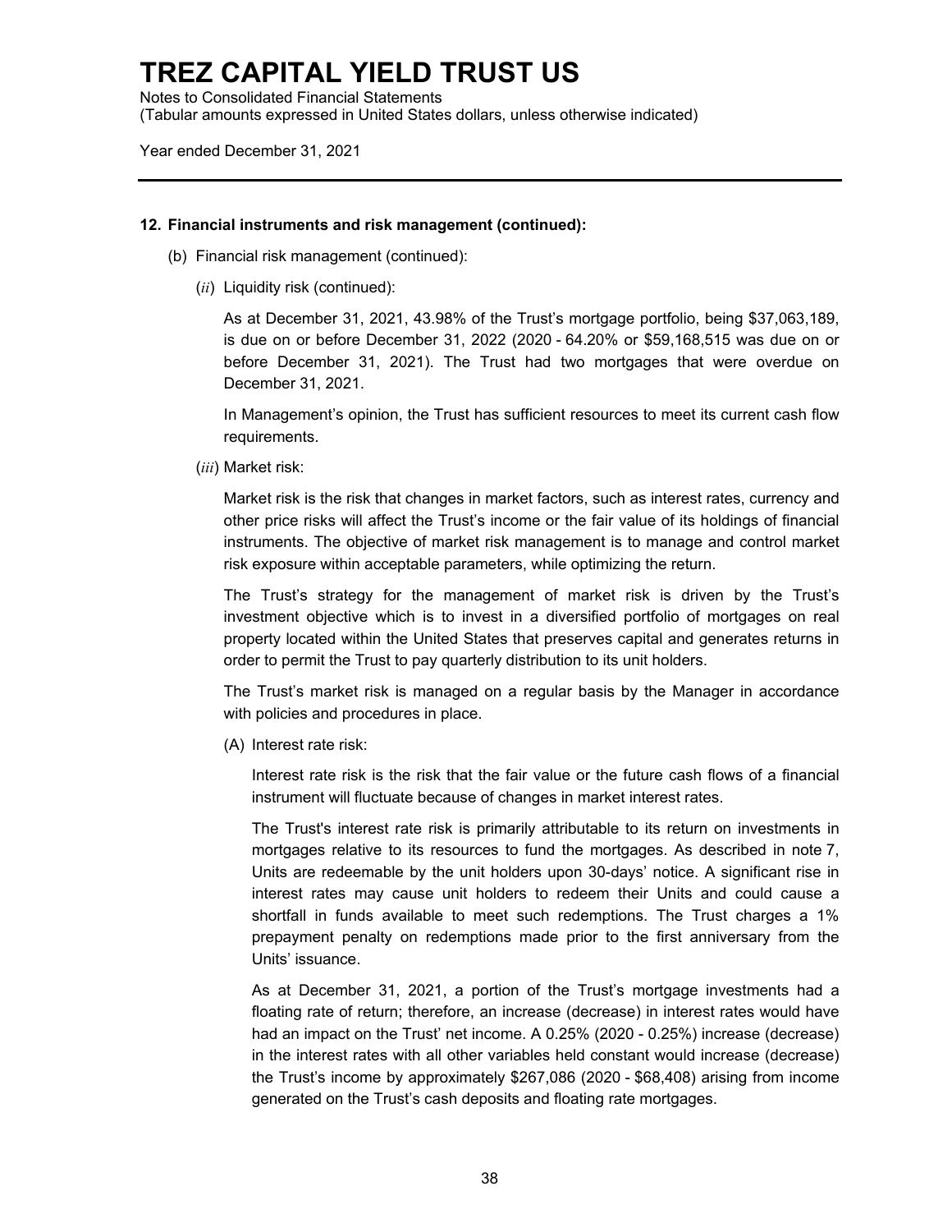# TREZ CAPITAL YIELD TRUST US

Notes to Consolidated Financial Statements
(Tabular amounts expressed in United States dollars, unless otherwise indicated)

Year ended December 31, 2021

---

**12. Financial instruments and risk management (continued):**

(b) Financial risk management (continued):

(*ii*) Liquidity risk (continued):

As at December 31, 2021, 43.98% of the Trust's mortgage portfolio, being $37,063,189, is due on or before December 31, 2022 (2020 - 64.20% or $59,168,515 was due on or before December 31, 2021). The Trust had two mortgages that were overdue on December 31, 2021.

In Management's opinion, the Trust has sufficient resources to meet its current cash flow requirements.

(*iii*) Market risk:

Market risk is the risk that changes in market factors, such as interest rates, currency and other price risks will affect the Trust's income or the fair value of its holdings of financial instruments. The objective of market risk management is to manage and control market risk exposure within acceptable parameters, while optimizing the return.

The Trust's strategy for the management of market risk is driven by the Trust's investment objective which is to invest in a diversified portfolio of mortgages on real property located within the United States that preserves capital and generates returns in order to permit the Trust to pay quarterly distribution to its unit holders.

The Trust's market risk is managed on a regular basis by the Manager in accordance with policies and procedures in place.

(A) Interest rate risk:

Interest rate risk is the risk that the fair value or the future cash flows of a financial instrument will fluctuate because of changes in market interest rates.

The Trust's interest rate risk is primarily attributable to its return on investments in mortgages relative to its resources to fund the mortgages. As described in note 7, Units are redeemable by the unit holders upon 30-days' notice. A significant rise in interest rates may cause unit holders to redeem their Units and could cause a shortfall in funds available to meet such redemptions. The Trust charges a 1% prepayment penalty on redemptions made prior to the first anniversary from the Units' issuance.

As at December 31, 2021, a portion of the Trust's mortgage investments had a floating rate of return; therefore, an increase (decrease) in interest rates would have had an impact on the Trust' net income. A 0.25% (2020 - 0.25%) increase (decrease) in the interest rates with all other variables held constant would increase (decrease) the Trust's income by approximately $267,086 (2020 - $68,408) arising from income generated on the Trust's cash deposits and floating rate mortgages.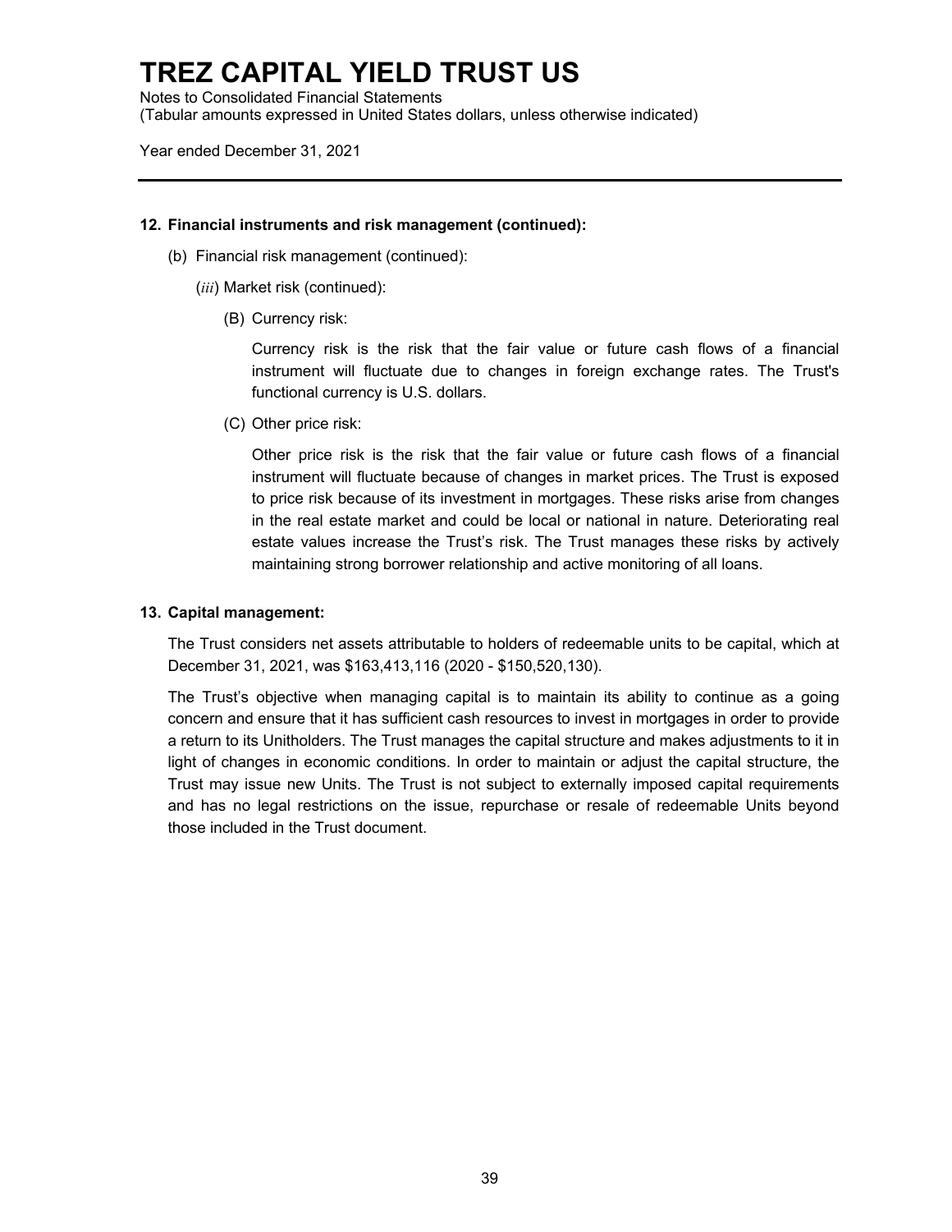## 12. Financial instruments and risk management (continued):

(b) Financial risk management (continued):

(*iii*) Market risk (continued):

(B) Currency risk:

Currency risk is the risk that the fair value or future cash flows of a financial instrument will fluctuate due to changes in foreign exchange rates. The Trust's functional currency is U.S. dollars.

(C) Other price risk:

Other price risk is the risk that the fair value or future cash flows of a financial instrument will fluctuate because of changes in market prices. The Trust is exposed to price risk because of its investment in mortgages. These risks arise from changes in the real estate market and could be local or national in nature. Deteriorating real estate values increase the Trust’s risk. The Trust manages these risks by actively maintaining strong borrower relationship and active monitoring of all loans.

## 13. Capital management:

The Trust considers net assets attributable to holders of redeemable units to be capital, which at December 31, 2021, was $163,413,116 (2020 - $150,520,130).

The Trust’s objective when managing capital is to maintain its ability to continue as a going concern and ensure that it has sufficient cash resources to invest in mortgages in order to provide a return to its Unitholders. The Trust manages the capital structure and makes adjustments to it in light of changes in economic conditions. In order to maintain or adjust the capital structure, the Trust may issue new Units. The Trust is not subject to externally imposed capital requirements and has no legal restrictions on the issue, repurchase or resale of redeemable Units beyond those included in the Trust document.